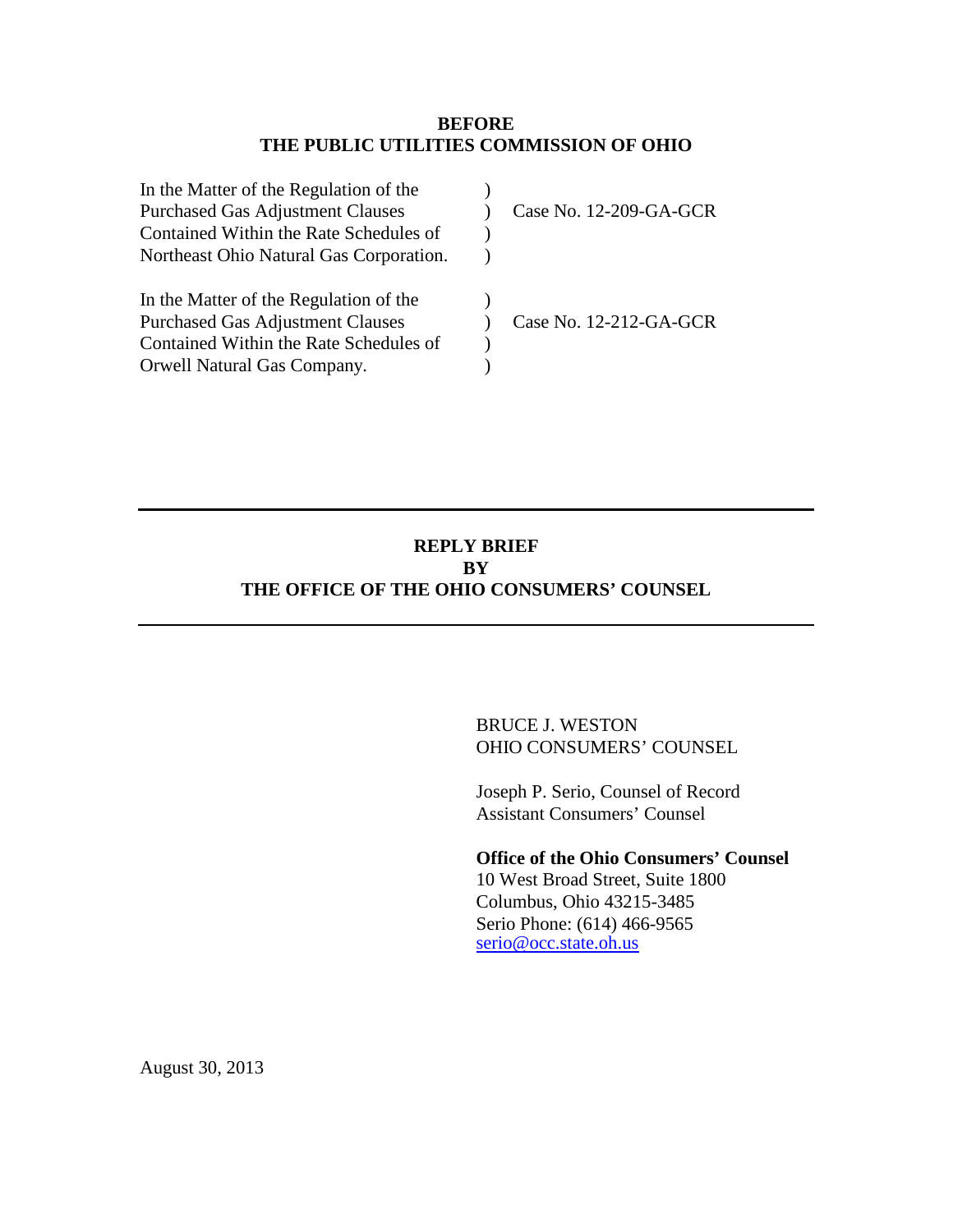**BEFORE**
**THE PUBLIC UTILITIES COMMISSION OF OHIO**

| | | |
|---|---|---|
| In the Matter of the Regulation of the Purchased Gas Adjustment Clauses Contained Within the Rate Schedules of Northeast Ohio Natural Gas Corporation. | ) ) ) ) | Case No. 12-209-GA-GCR |
| In the Matter of the Regulation of the Purchased Gas Adjustment Clauses Contained Within the Rate Schedules of Orwell Natural Gas Company. | ) ) ) ) | Case No. 12-212-GA-GCR |

---

**REPLY BRIEF**
**BY**
**THE OFFICE OF THE OHIO CONSUMERS' COUNSEL**

---

BRUCE J. WESTON
OHIO CONSUMERS' COUNSEL

Joseph P. Serio, Counsel of Record
Assistant Consumers' Counsel

**Office of the Ohio Consumers' Counsel**
10 West Broad Street, Suite 1800
Columbus, Ohio 43215-3485
Serio Phone: (614) 466-9565
serio@occ.state.oh.us

August 30, 2013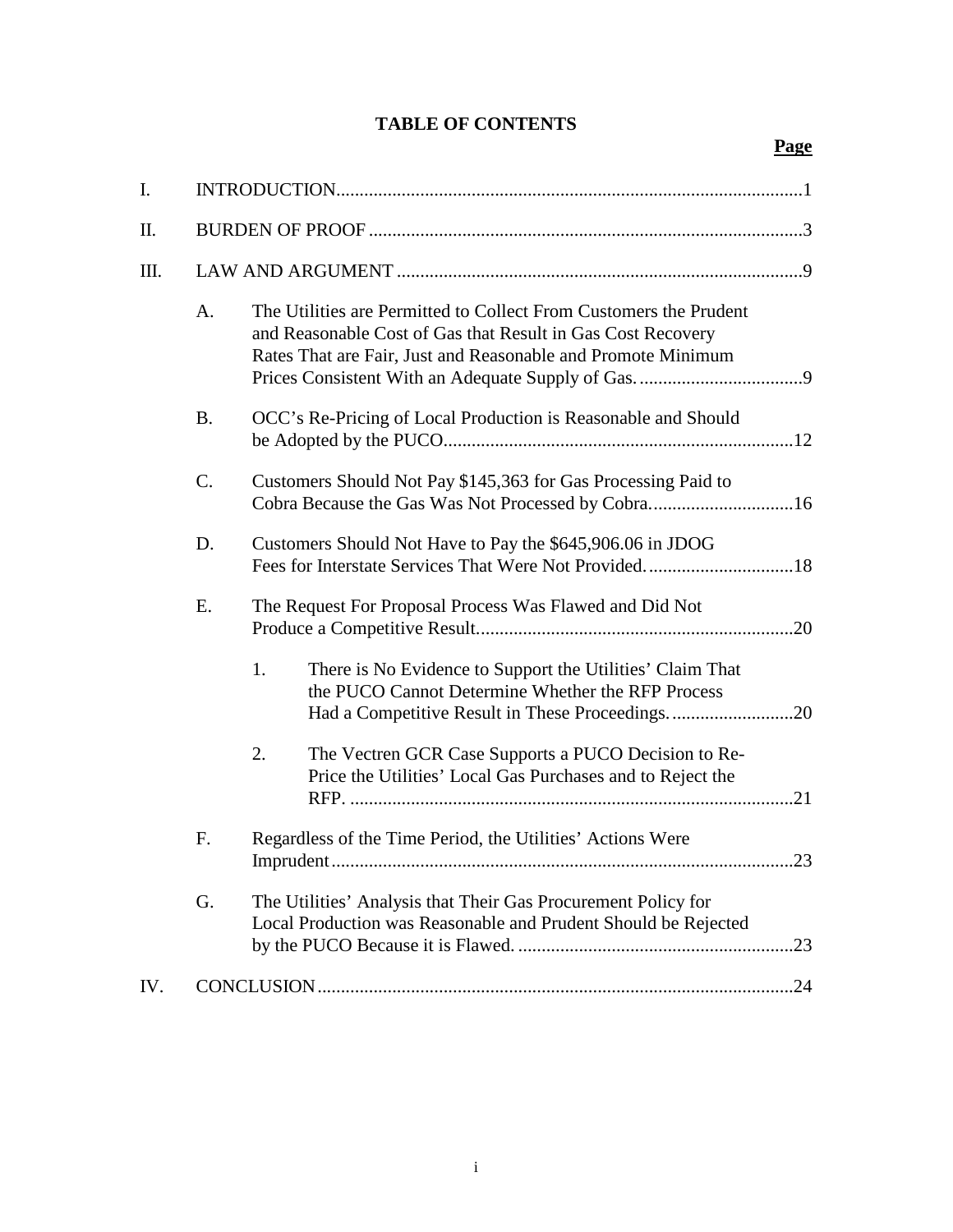# TABLE OF CONTENTS

**Page**

I. INTRODUCTION....................................................................................................1

II. BURDEN OF PROOF .............................................................................................3

III. LAW AND ARGUMENT .......................................................................................9

- A. The Utilities are Permitted to Collect From Customers the Prudent and Reasonable Cost of Gas that Result in Gas Cost Recovery Rates That are Fair, Just and Reasonable and Promote Minimum Prices Consistent With an Adequate Supply of Gas. ...................................9

- B. OCC's Re-Pricing of Local Production is Reasonable and Should be Adopted by the PUCO...........................................................................12

- C. Customers Should Not Pay $145,363 for Gas Processing Paid to Cobra Because the Gas Was Not Processed by Cobra...............................16

- D. Customers Should Not Have to Pay the $645,906.06 in JDOG Fees for Interstate Services That Were Not Provided. ...............................18

- E. The Request For Proposal Process Was Flawed and Did Not Produce a Competitive Result....................................................................20

  1. There is No Evidence to Support the Utilities' Claim That the PUCO Cannot Determine Whether the RFP Process Had a Competitive Result in These Proceedings. ..........................20

  2. The Vectren GCR Case Supports a PUCO Decision to Re-Price the Utilities' Local Gas Purchases and to Reject the RFP. ...............................................................................................21

- F. Regardless of the Time Period, the Utilities' Actions Were Imprudent...................................................................................................23

- G. The Utilities' Analysis that Their Gas Procurement Policy for Local Production was Reasonable and Prudent Should be Rejected by the PUCO Because it is Flawed. ...........................................................23

IV. CONCLUSION......................................................................................................24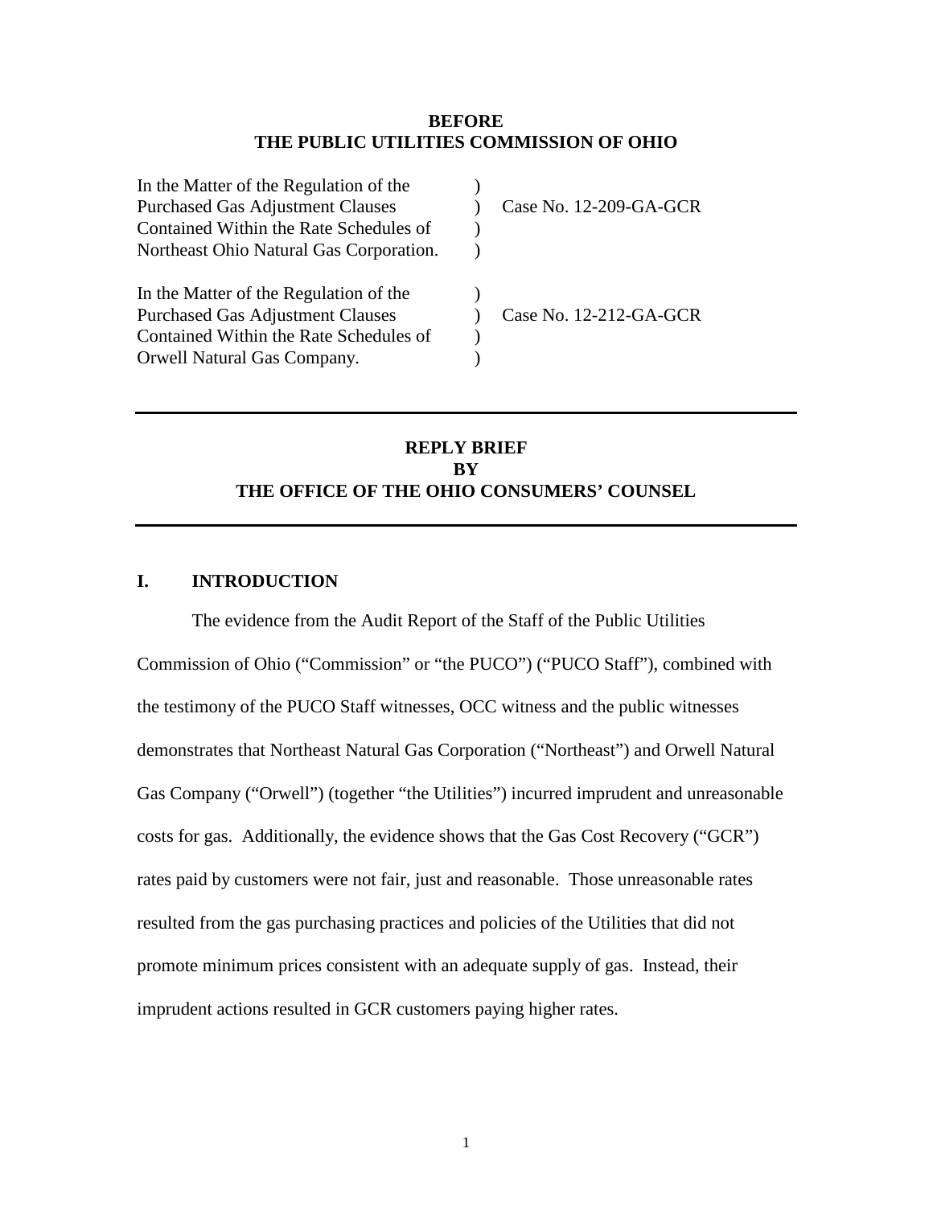**BEFORE**
**THE PUBLIC UTILITIES COMMISSION OF OHIO**

| | | |
|---|---|---|
| In the Matter of the Regulation of the Purchased Gas Adjustment Clauses Contained Within the Rate Schedules of Northeast Ohio Natural Gas Corporation. | ) ) ) ) | Case No. 12-209-GA-GCR |
| In the Matter of the Regulation of the Purchased Gas Adjustment Clauses Contained Within the Rate Schedules of Orwell Natural Gas Company. | ) ) ) ) | Case No. 12-212-GA-GCR |

---

**REPLY BRIEF**
**BY**
**THE OFFICE OF THE OHIO CONSUMERS' COUNSEL**

---

## I. INTRODUCTION

The evidence from the Audit Report of the Staff of the Public Utilities Commission of Ohio ("Commission" or "the PUCO") ("PUCO Staff"), combined with the testimony of the PUCO Staff witnesses, OCC witness and the public witnesses demonstrates that Northeast Natural Gas Corporation ("Northeast") and Orwell Natural Gas Company ("Orwell") (together "the Utilities") incurred imprudent and unreasonable costs for gas. Additionally, the evidence shows that the Gas Cost Recovery ("GCR") rates paid by customers were not fair, just and reasonable. Those unreasonable rates resulted from the gas purchasing practices and policies of the Utilities that did not promote minimum prices consistent with an adequate supply of gas. Instead, their imprudent actions resulted in GCR customers paying higher rates.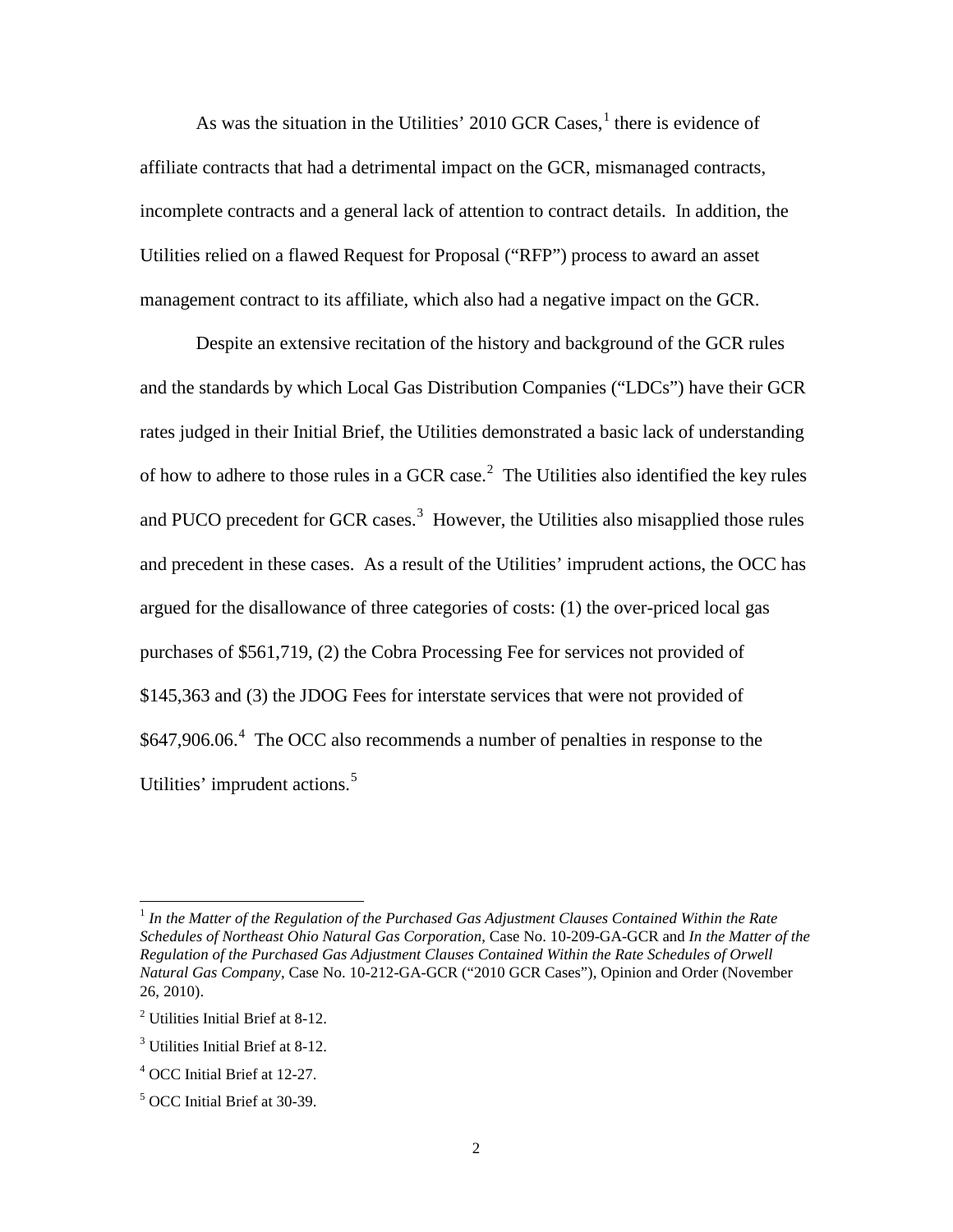As was the situation in the Utilities' 2010 GCR Cases,[1] there is evidence of affiliate contracts that had a detrimental impact on the GCR, mismanaged contracts, incomplete contracts and a general lack of attention to contract details. In addition, the Utilities relied on a flawed Request for Proposal ("RFP") process to award an asset management contract to its affiliate, which also had a negative impact on the GCR.

Despite an extensive recitation of the history and background of the GCR rules and the standards by which Local Gas Distribution Companies ("LDCs") have their GCR rates judged in their Initial Brief, the Utilities demonstrated a basic lack of understanding of how to adhere to those rules in a GCR case.[2] The Utilities also identified the key rules and PUCO precedent for GCR cases.[3] However, the Utilities also misapplied those rules and precedent in these cases. As a result of the Utilities' imprudent actions, the OCC has argued for the disallowance of three categories of costs: (1) the over-priced local gas purchases of \$561,719, (2) the Cobra Processing Fee for services not provided of \$145,363 and (3) the JDOG Fees for interstate services that were not provided of \$647,906.06.[4] The OCC also recommends a number of penalties in response to the Utilities' imprudent actions.[5]

---

[1] *In the Matter of the Regulation of the Purchased Gas Adjustment Clauses Contained Within the Rate Schedules of Northeast Ohio Natural Gas Corporation*, Case No. 10-209-GA-GCR and *In the Matter of the Regulation of the Purchased Gas Adjustment Clauses Contained Within the Rate Schedules of Orwell Natural Gas Company*, Case No. 10-212-GA-GCR ("2010 GCR Cases"), Opinion and Order (November 26, 2010).

[2] Utilities Initial Brief at 8-12.

[3] Utilities Initial Brief at 8-12.

[4] OCC Initial Brief at 12-27.

[5] OCC Initial Brief at 30-39.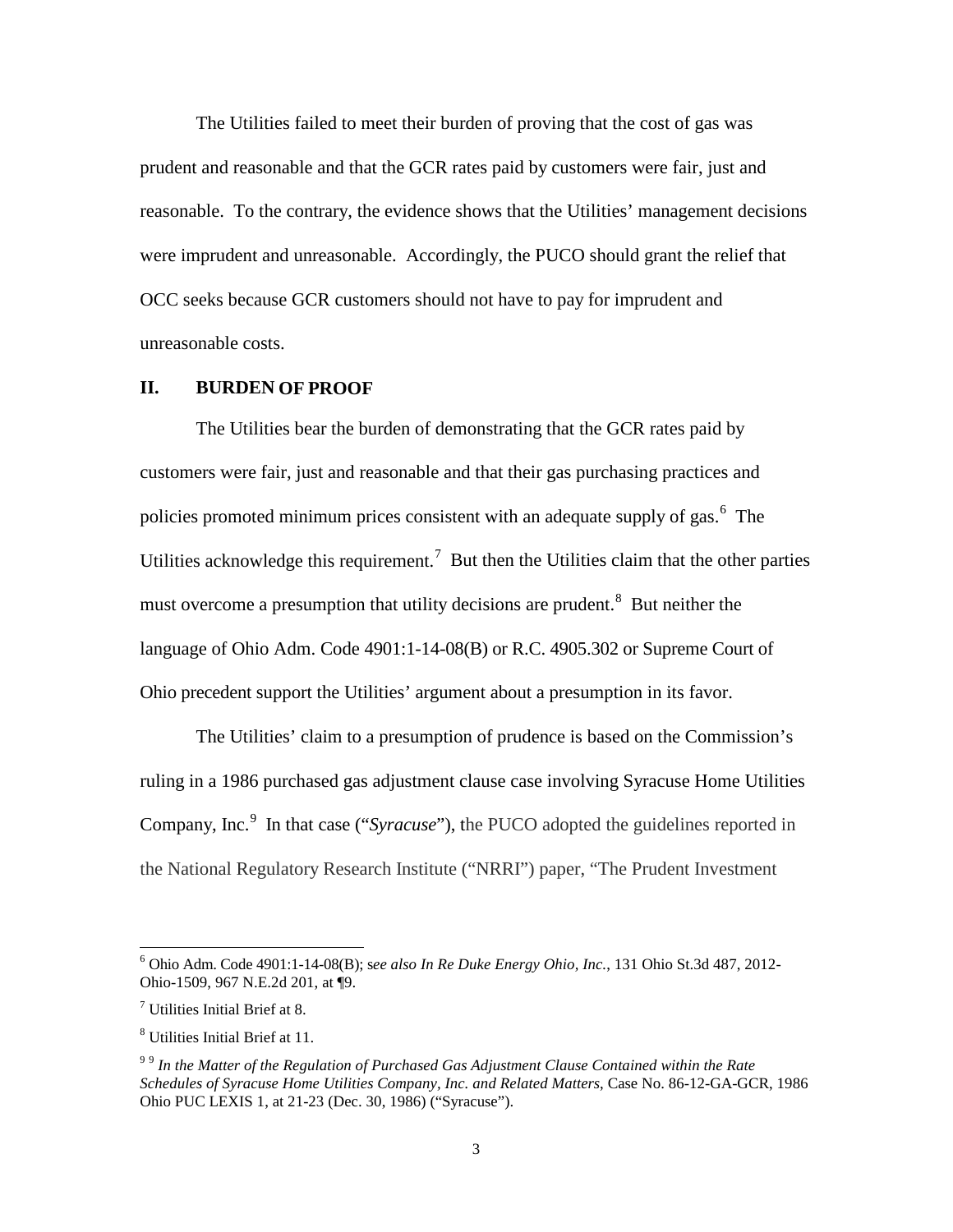The Utilities failed to meet their burden of proving that the cost of gas was prudent and reasonable and that the GCR rates paid by customers were fair, just and reasonable. To the contrary, the evidence shows that the Utilities' management decisions were imprudent and unreasonable. Accordingly, the PUCO should grant the relief that OCC seeks because GCR customers should not have to pay for imprudent and unreasonable costs.

## II. BURDEN OF PROOF

The Utilities bear the burden of demonstrating that the GCR rates paid by customers were fair, just and reasonable and that their gas purchasing practices and policies promoted minimum prices consistent with an adequate supply of gas.[6] The Utilities acknowledge this requirement.[7] But then the Utilities claim that the other parties must overcome a presumption that utility decisions are prudent.[8] But neither the language of Ohio Adm. Code 4901:1-14-08(B) or R.C. 4905.302 or Supreme Court of Ohio precedent support the Utilities' argument about a presumption in its favor.

The Utilities' claim to a presumption of prudence is based on the Commission's ruling in a 1986 purchased gas adjustment clause case involving Syracuse Home Utilities Company, Inc.[9] In that case ("*Syracuse*"), the PUCO adopted the guidelines reported in the National Regulatory Research Institute ("NRRI") paper, "The Prudent Investment

---

[6] Ohio Adm. Code 4901:1-14-08(B); s*ee also In Re Duke Energy Ohio, Inc.*, 131 Ohio St.3d 487, 2012-Ohio-1509, 967 N.E.2d 201, at ¶9.

[7] Utilities Initial Brief at 8.

[8] Utilities Initial Brief at 11.

[9] [9] *In the Matter of the Regulation of Purchased Gas Adjustment Clause Contained within the Rate Schedules of Syracuse Home Utilities Company, Inc. and Related Matters*, Case No. 86-12-GA-GCR, 1986 Ohio PUC LEXIS 1, at 21-23 (Dec. 30, 1986) ("Syracuse").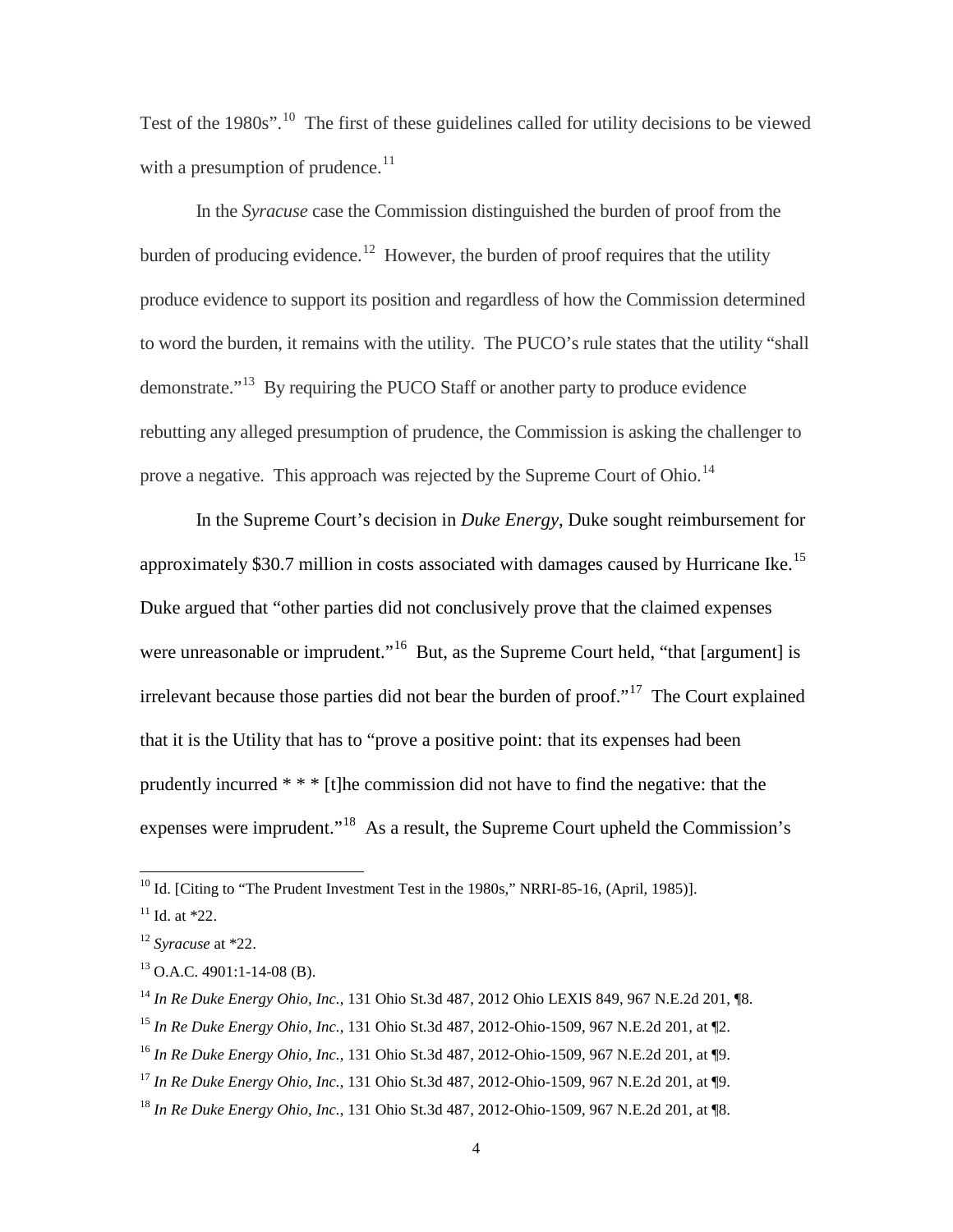Test of the 1980s".[10] The first of these guidelines called for utility decisions to be viewed with a presumption of prudence.[11]

In the *Syracuse* case the Commission distinguished the burden of proof from the burden of producing evidence.[12] However, the burden of proof requires that the utility produce evidence to support its position and regardless of how the Commission determined to word the burden, it remains with the utility. The PUCO's rule states that the utility "shall demonstrate."[13] By requiring the PUCO Staff or another party to produce evidence rebutting any alleged presumption of prudence, the Commission is asking the challenger to prove a negative. This approach was rejected by the Supreme Court of Ohio.[14]

In the Supreme Court's decision in *Duke Energy*, Duke sought reimbursement for approximately $30.7 million in costs associated with damages caused by Hurricane Ike.[15] Duke argued that "other parties did not conclusively prove that the claimed expenses were unreasonable or imprudent."[16] But, as the Supreme Court held, "that [argument] is irrelevant because those parties did not bear the burden of proof."[17] The Court explained that it is the Utility that has to "prove a positive point: that its expenses had been prudently incurred * * * [t]he commission did not have to find the negative: that the expenses were imprudent."[18] As a result, the Supreme Court upheld the Commission's

---

[10] Id. [Citing to "The Prudent Investment Test in the 1980s," NRRI-85-16, (April, 1985)].

[11] Id. at *22.

[12] *Syracuse* at *22.

[13] O.A.C. 4901:1-14-08 (B).

[14] *In Re Duke Energy Ohio, Inc.*, 131 Ohio St.3d 487, 2012 Ohio LEXIS 849, 967 N.E.2d 201, ¶8.

[15] *In Re Duke Energy Ohio, Inc.*, 131 Ohio St.3d 487, 2012-Ohio-1509, 967 N.E.2d 201, at ¶2.

[16] *In Re Duke Energy Ohio, Inc.*, 131 Ohio St.3d 487, 2012-Ohio-1509, 967 N.E.2d 201, at ¶9.

[17] *In Re Duke Energy Ohio, Inc.*, 131 Ohio St.3d 487, 2012-Ohio-1509, 967 N.E.2d 201, at ¶9.

[18] *In Re Duke Energy Ohio, Inc.*, 131 Ohio St.3d 487, 2012-Ohio-1509, 967 N.E.2d 201, at ¶8.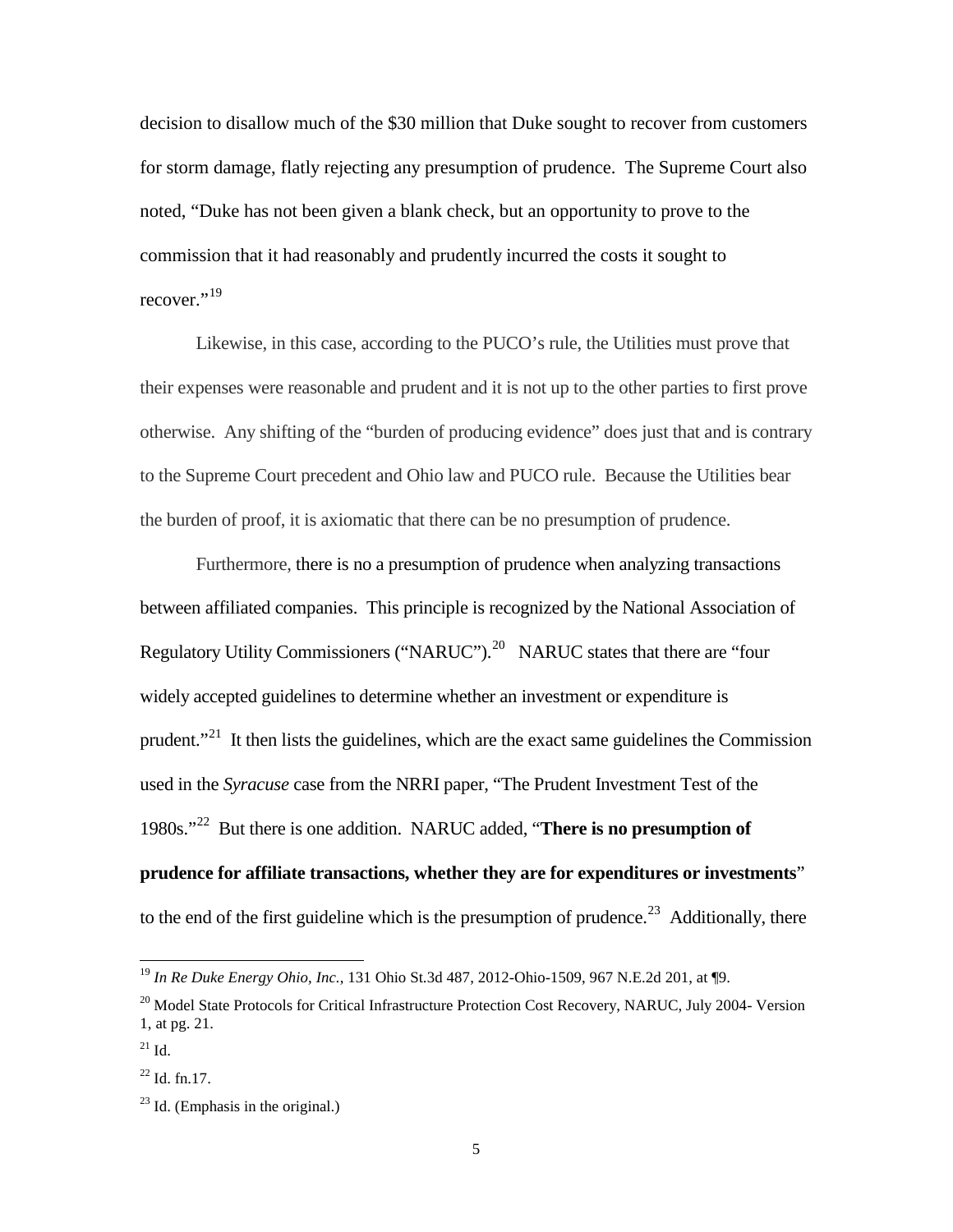decision to disallow much of the $30 million that Duke sought to recover from customers for storm damage, flatly rejecting any presumption of prudence. The Supreme Court also noted, "Duke has not been given a blank check, but an opportunity to prove to the commission that it had reasonably and prudently incurred the costs it sought to recover."[19]

Likewise, in this case, according to the PUCO's rule, the Utilities must prove that their expenses were reasonable and prudent and it is not up to the other parties to first prove otherwise. Any shifting of the "burden of producing evidence" does just that and is contrary to the Supreme Court precedent and Ohio law and PUCO rule. Because the Utilities bear the burden of proof, it is axiomatic that there can be no presumption of prudence.

Furthermore, there is no a presumption of prudence when analyzing transactions between affiliated companies. This principle is recognized by the National Association of Regulatory Utility Commissioners ("NARUC").[20] NARUC states that there are "four widely accepted guidelines to determine whether an investment or expenditure is prudent."[21] It then lists the guidelines, which are the exact same guidelines the Commission used in the *Syracuse* case from the NRRI paper, "The Prudent Investment Test of the 1980s."[22] But there is one addition. NARUC added, "**There is no presumption of prudence for affiliate transactions, whether they are for expenditures or investments**" to the end of the first guideline which is the presumption of prudence.[23] Additionally, there

---

[19] *In Re Duke Energy Ohio, Inc.*, 131 Ohio St.3d 487, 2012-Ohio-1509, 967 N.E.2d 201, at ¶9.

[20] Model State Protocols for Critical Infrastructure Protection Cost Recovery, NARUC, July 2004- Version 1, at pg. 21.

[21] Id.

[22] Id. fn.17.

[23] Id. (Emphasis in the original.)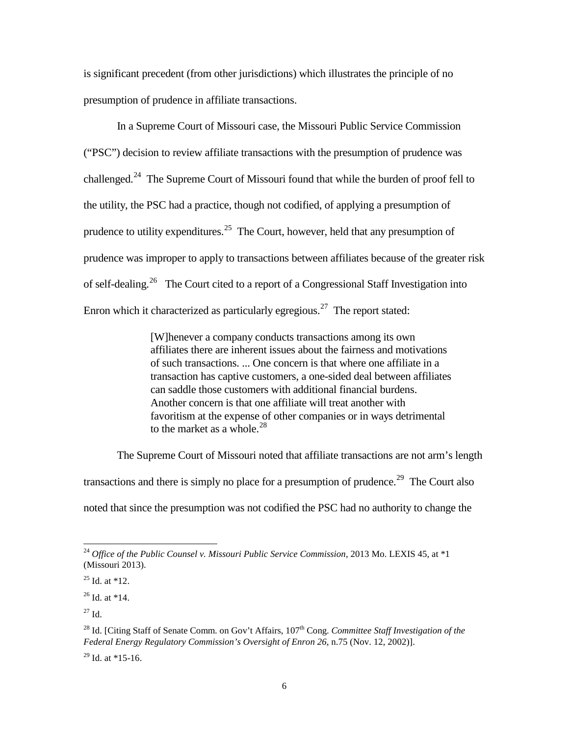is significant precedent (from other jurisdictions) which illustrates the principle of no presumption of prudence in affiliate transactions.

In a Supreme Court of Missouri case, the Missouri Public Service Commission ("PSC") decision to review affiliate transactions with the presumption of prudence was challenged.[24] The Supreme Court of Missouri found that while the burden of proof fell to the utility, the PSC had a practice, though not codified, of applying a presumption of prudence to utility expenditures.[25] The Court, however, held that any presumption of prudence was improper to apply to transactions between affiliates because of the greater risk of self-dealing.[26] The Court cited to a report of a Congressional Staff Investigation into Enron which it characterized as particularly egregious.[27] The report stated:

> [W]henever a company conducts transactions among its own affiliates there are inherent issues about the fairness and motivations of such transactions. ... One concern is that where one affiliate in a transaction has captive customers, a one-sided deal between affiliates can saddle those customers with additional financial burdens. Another concern is that one affiliate will treat another with favoritism at the expense of other companies or in ways detrimental to the market as a whole.[28]

The Supreme Court of Missouri noted that affiliate transactions are not arm's length transactions and there is simply no place for a presumption of prudence.[29] The Court also noted that since the presumption was not codified the PSC had no authority to change the

---

[24] *Office of the Public Counsel v. Missouri Public Service Commission*, 2013 Mo. LEXIS 45, at *1 (Missouri 2013).

[25] Id. at *12.

[26] Id. at *14.

[27] Id.

[28] Id. [Citing Staff of Senate Comm. on Gov't Affairs, 107th Cong. *Committee Staff Investigation of the Federal Energy Regulatory Commission's Oversight of Enron 26*, n.75 (Nov. 12, 2002)].

[29] Id. at *15-16.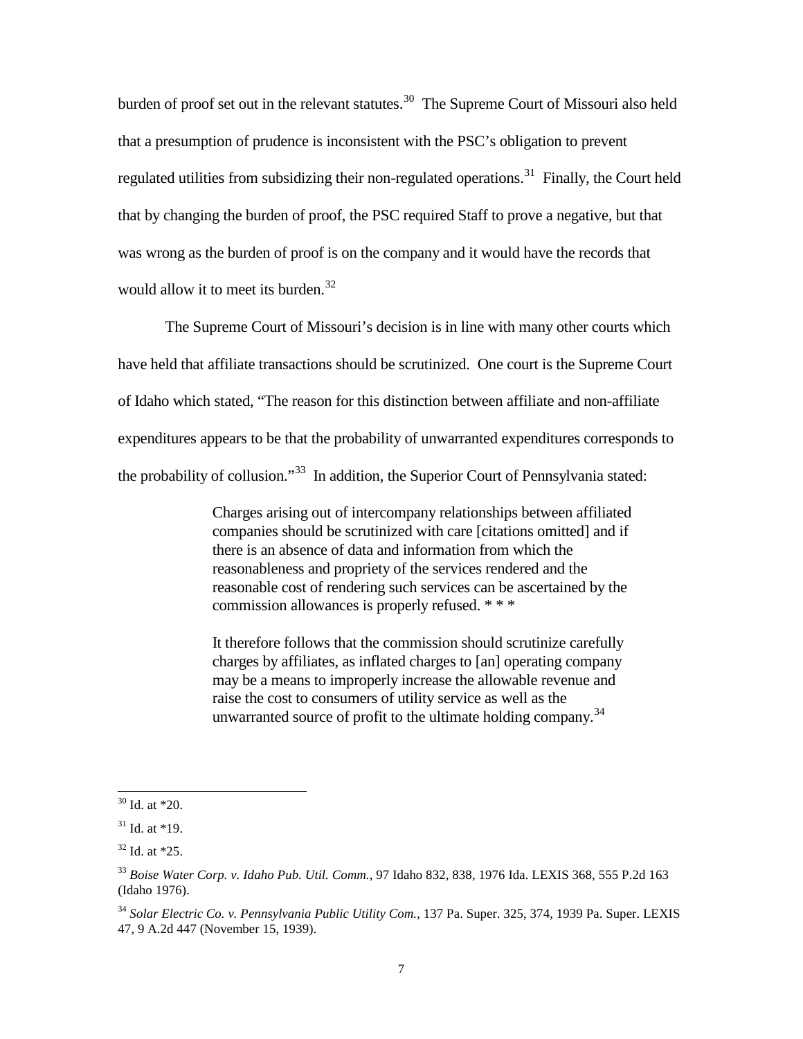burden of proof set out in the relevant statutes.[30] The Supreme Court of Missouri also held that a presumption of prudence is inconsistent with the PSC's obligation to prevent regulated utilities from subsidizing their non-regulated operations.[31] Finally, the Court held that by changing the burden of proof, the PSC required Staff to prove a negative, but that was wrong as the burden of proof is on the company and it would have the records that would allow it to meet its burden.[32]

The Supreme Court of Missouri's decision is in line with many other courts which have held that affiliate transactions should be scrutinized. One court is the Supreme Court of Idaho which stated, "The reason for this distinction between affiliate and non-affiliate expenditures appears to be that the probability of unwarranted expenditures corresponds to the probability of collusion."[33] In addition, the Superior Court of Pennsylvania stated:

> Charges arising out of intercompany relationships between affiliated companies should be scrutinized with care [citations omitted] and if there is an absence of data and information from which the reasonableness and propriety of the services rendered and the reasonable cost of rendering such services can be ascertained by the commission allowances is properly refused. * * *
>
> It therefore follows that the commission should scrutinize carefully charges by affiliates, as inflated charges to [an] operating company may be a means to improperly increase the allowable revenue and raise the cost to consumers of utility service as well as the unwarranted source of profit to the ultimate holding company.[34]

---

[30] Id. at *20.

[31] Id. at *19.

[32] Id. at *25.

[33] *Boise Water Corp. v. Idaho Pub. Util. Comm.*, 97 Idaho 832, 838, 1976 Ida. LEXIS 368, 555 P.2d 163 (Idaho 1976).

[34] *Solar Electric Co. v. Pennsylvania Public Utility Com.*, 137 Pa. Super. 325, 374, 1939 Pa. Super. LEXIS 47, 9 A.2d 447 (November 15, 1939).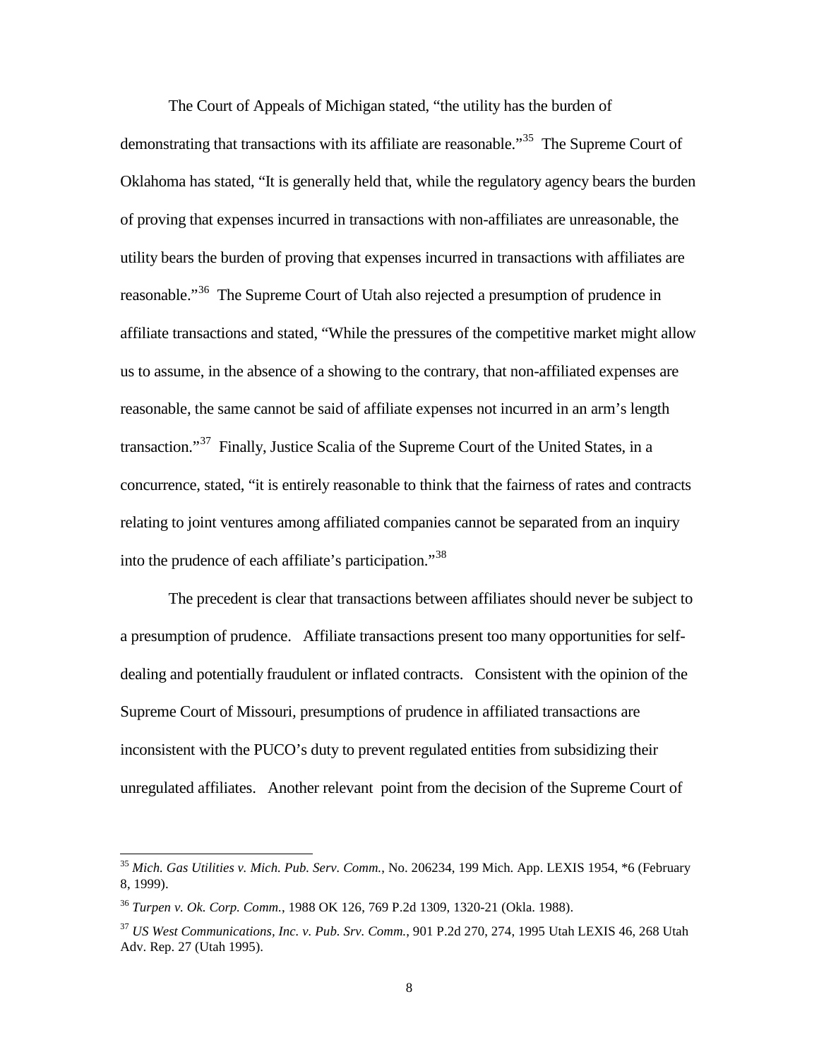The Court of Appeals of Michigan stated, "the utility has the burden of demonstrating that transactions with its affiliate are reasonable."[35] The Supreme Court of Oklahoma has stated, "It is generally held that, while the regulatory agency bears the burden of proving that expenses incurred in transactions with non-affiliates are unreasonable, the utility bears the burden of proving that expenses incurred in transactions with affiliates are reasonable."[36] The Supreme Court of Utah also rejected a presumption of prudence in affiliate transactions and stated, "While the pressures of the competitive market might allow us to assume, in the absence of a showing to the contrary, that non-affiliated expenses are reasonable, the same cannot be said of affiliate expenses not incurred in an arm's length transaction."[37] Finally, Justice Scalia of the Supreme Court of the United States, in a concurrence, stated, "it is entirely reasonable to think that the fairness of rates and contracts relating to joint ventures among affiliated companies cannot be separated from an inquiry into the prudence of each affiliate's participation."[38]

The precedent is clear that transactions between affiliates should never be subject to a presumption of prudence. Affiliate transactions present too many opportunities for self-dealing and potentially fraudulent or inflated contracts. Consistent with the opinion of the Supreme Court of Missouri, presumptions of prudence in affiliated transactions are inconsistent with the PUCO's duty to prevent regulated entities from subsidizing their unregulated affiliates. Another relevant point from the decision of the Supreme Court of

---

[35] *Mich. Gas Utilities v. Mich. Pub. Serv. Comm.*, No. 206234, 199 Mich. App. LEXIS 1954, *6 (February 8, 1999).

[36] *Turpen v. Ok. Corp. Comm.*, 1988 OK 126, 769 P.2d 1309, 1320-21 (Okla. 1988).

[37] *US West Communications, Inc. v. Pub. Srv. Comm.*, 901 P.2d 270, 274, 1995 Utah LEXIS 46, 268 Utah Adv. Rep. 27 (Utah 1995).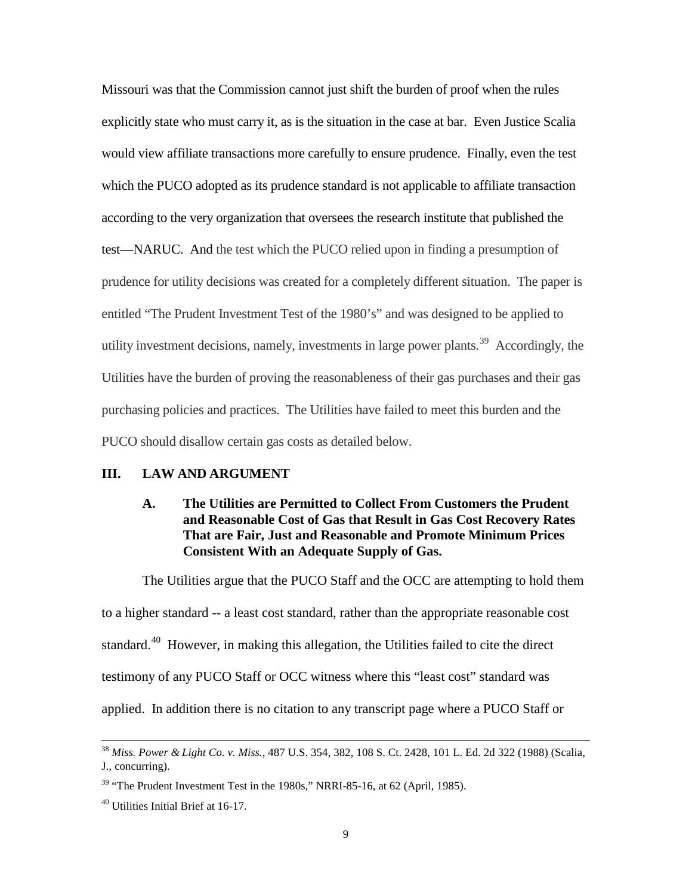Missouri was that the Commission cannot just shift the burden of proof when the rules explicitly state who must carry it, as is the situation in the case at bar. Even Justice Scalia would view affiliate transactions more carefully to ensure prudence. Finally, even the test which the PUCO adopted as its prudence standard is not applicable to affiliate transaction according to the very organization that oversees the research institute that published the test—NARUC. And the test which the PUCO relied upon in finding a presumption of prudence for utility decisions was created for a completely different situation. The paper is entitled "The Prudent Investment Test of the 1980's" and was designed to be applied to utility investment decisions, namely, investments in large power plants.[39] Accordingly, the Utilities have the burden of proving the reasonableness of their gas purchases and their gas purchasing policies and practices. The Utilities have failed to meet this burden and the PUCO should disallow certain gas costs as detailed below.

## III. LAW AND ARGUMENT

### A. The Utilities are Permitted to Collect From Customers the Prudent and Reasonable Cost of Gas that Result in Gas Cost Recovery Rates That are Fair, Just and Reasonable and Promote Minimum Prices Consistent With an Adequate Supply of Gas.

The Utilities argue that the PUCO Staff and the OCC are attempting to hold them to a higher standard -- a least cost standard, rather than the appropriate reasonable cost standard.[40] However, in making this allegation, the Utilities failed to cite the direct testimony of any PUCO Staff or OCC witness where this "least cost" standard was applied. In addition there is no citation to any transcript page where a PUCO Staff or

---

[38] *Miss. Power & Light Co. v. Miss.*, 487 U.S. 354, 382, 108 S. Ct. 2428, 101 L. Ed. 2d 322 (1988) (Scalia, J., concurring).

[39] "The Prudent Investment Test in the 1980s," NRRI-85-16, at 62 (April, 1985).

[40] Utilities Initial Brief at 16-17.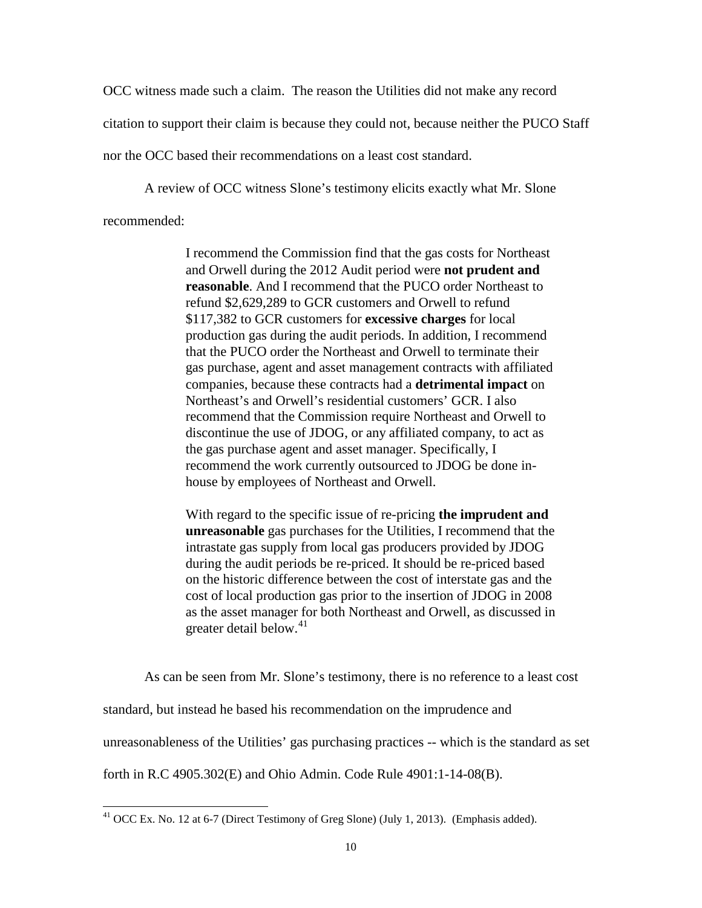OCC witness made such a claim. The reason the Utilities did not make any record citation to support their claim is because they could not, because neither the PUCO Staff nor the OCC based their recommendations on a least cost standard.

A review of OCC witness Slone's testimony elicits exactly what Mr. Slone recommended:

> I recommend the Commission find that the gas costs for Northeast and Orwell during the 2012 Audit period were **not prudent and reasonable**. And I recommend that the PUCO order Northeast to refund $2,629,289 to GCR customers and Orwell to refund $117,382 to GCR customers for **excessive charges** for local production gas during the audit periods. In addition, I recommend that the PUCO order the Northeast and Orwell to terminate their gas purchase, agent and asset management contracts with affiliated companies, because these contracts had a **detrimental impact** on Northeast's and Orwell's residential customers' GCR. I also recommend that the Commission require Northeast and Orwell to discontinue the use of JDOG, or any affiliated company, to act as the gas purchase agent and asset manager. Specifically, I recommend the work currently outsourced to JDOG be done in-house by employees of Northeast and Orwell.
>
> With regard to the specific issue of re-pricing **the imprudent and unreasonable** gas purchases for the Utilities, I recommend that the intrastate gas supply from local gas producers provided by JDOG during the audit periods be re-priced. It should be re-priced based on the historic difference between the cost of interstate gas and the cost of local production gas prior to the insertion of JDOG in 2008 as the asset manager for both Northeast and Orwell, as discussed in greater detail below.[41]

As can be seen from Mr. Slone's testimony, there is no reference to a least cost standard, but instead he based his recommendation on the imprudence and unreasonableness of the Utilities' gas purchasing practices -- which is the standard as set forth in R.C 4905.302(E) and Ohio Admin. Code Rule 4901:1-14-08(B).

---

[41] OCC Ex. No. 12 at 6-7 (Direct Testimony of Greg Slone) (July 1, 2013). (Emphasis added).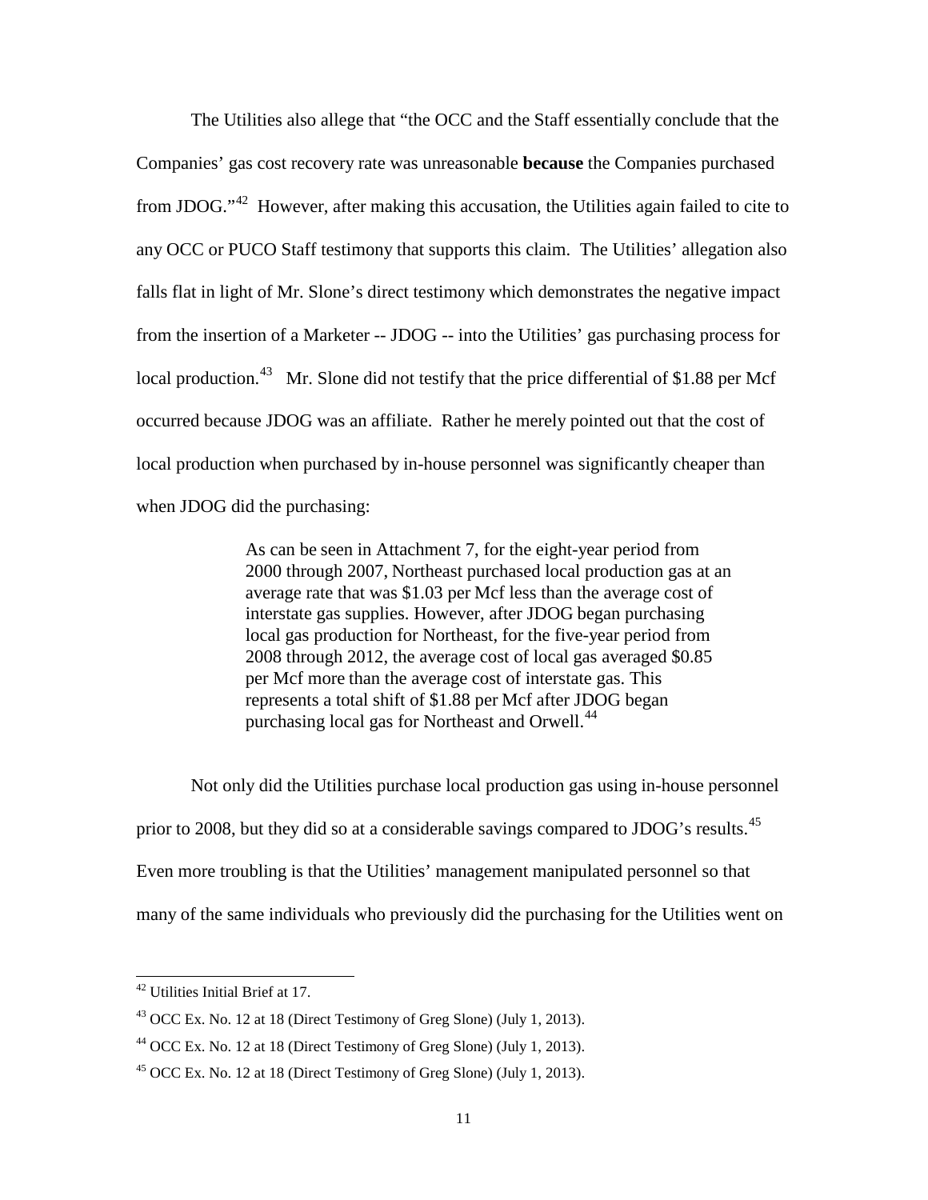The Utilities also allege that "the OCC and the Staff essentially conclude that the Companies' gas cost recovery rate was unreasonable **because** the Companies purchased from JDOG."[42] However, after making this accusation, the Utilities again failed to cite to any OCC or PUCO Staff testimony that supports this claim. The Utilities' allegation also falls flat in light of Mr. Slone's direct testimony which demonstrates the negative impact from the insertion of a Marketer -- JDOG -- into the Utilities' gas purchasing process for local production.[43] Mr. Slone did not testify that the price differential of $1.88 per Mcf occurred because JDOG was an affiliate. Rather he merely pointed out that the cost of local production when purchased by in-house personnel was significantly cheaper than when JDOG did the purchasing:

> As can be seen in Attachment 7, for the eight-year period from 2000 through 2007, Northeast purchased local production gas at an average rate that was $1.03 per Mcf less than the average cost of interstate gas supplies. However, after JDOG began purchasing local gas production for Northeast, for the five-year period from 2008 through 2012, the average cost of local gas averaged $0.85 per Mcf more than the average cost of interstate gas. This represents a total shift of $1.88 per Mcf after JDOG began purchasing local gas for Northeast and Orwell.[44]

Not only did the Utilities purchase local production gas using in-house personnel prior to 2008, but they did so at a considerable savings compared to JDOG's results.[45] Even more troubling is that the Utilities' management manipulated personnel so that many of the same individuals who previously did the purchasing for the Utilities went on

---

[42] Utilities Initial Brief at 17.

[43] OCC Ex. No. 12 at 18 (Direct Testimony of Greg Slone) (July 1, 2013).

[44] OCC Ex. No. 12 at 18 (Direct Testimony of Greg Slone) (July 1, 2013).

[45] OCC Ex. No. 12 at 18 (Direct Testimony of Greg Slone) (July 1, 2013).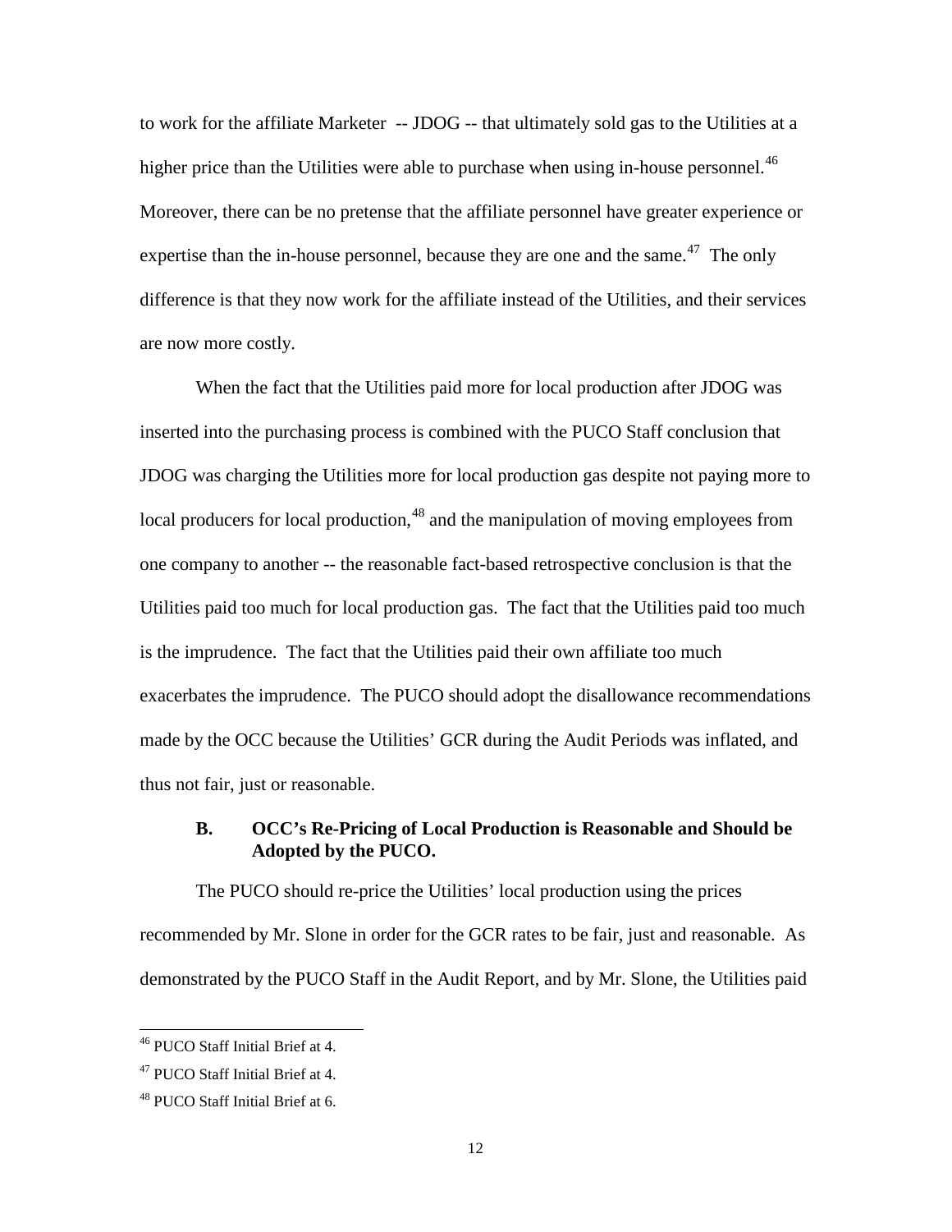to work for the affiliate Marketer -- JDOG -- that ultimately sold gas to the Utilities at a higher price than the Utilities were able to purchase when using in-house personnel.[46] Moreover, there can be no pretense that the affiliate personnel have greater experience or expertise than the in-house personnel, because they are one and the same.[47] The only difference is that they now work for the affiliate instead of the Utilities, and their services are now more costly.

When the fact that the Utilities paid more for local production after JDOG was inserted into the purchasing process is combined with the PUCO Staff conclusion that JDOG was charging the Utilities more for local production gas despite not paying more to local producers for local production,[48] and the manipulation of moving employees from one company to another -- the reasonable fact-based retrospective conclusion is that the Utilities paid too much for local production gas. The fact that the Utilities paid too much is the imprudence. The fact that the Utilities paid their own affiliate too much exacerbates the imprudence. The PUCO should adopt the disallowance recommendations made by the OCC because the Utilities' GCR during the Audit Periods was inflated, and thus not fair, just or reasonable.

### B. OCC's Re-Pricing of Local Production is Reasonable and Should be Adopted by the PUCO.

The PUCO should re-price the Utilities' local production using the prices recommended by Mr. Slone in order for the GCR rates to be fair, just and reasonable. As demonstrated by the PUCO Staff in the Audit Report, and by Mr. Slone, the Utilities paid

---

[46] PUCO Staff Initial Brief at 4.

[47] PUCO Staff Initial Brief at 4.

[48] PUCO Staff Initial Brief at 6.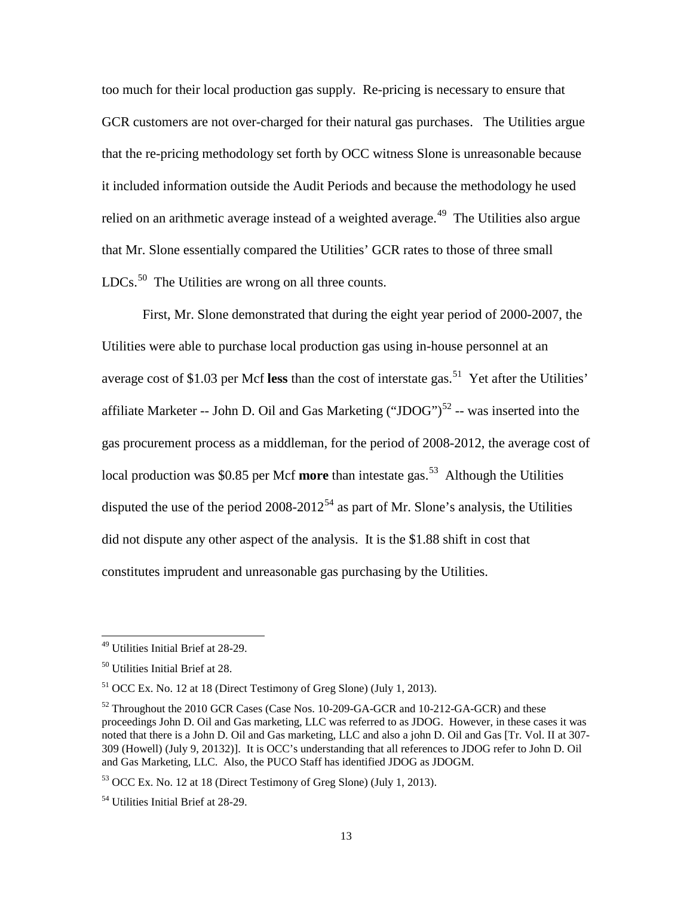too much for their local production gas supply. Re-pricing is necessary to ensure that GCR customers are not over-charged for their natural gas purchases. The Utilities argue that the re-pricing methodology set forth by OCC witness Slone is unreasonable because it included information outside the Audit Periods and because the methodology he used relied on an arithmetic average instead of a weighted average.[49] The Utilities also argue that Mr. Slone essentially compared the Utilities' GCR rates to those of three small LDCs.[50] The Utilities are wrong on all three counts.

First, Mr. Slone demonstrated that during the eight year period of 2000-2007, the Utilities were able to purchase local production gas using in-house personnel at an average cost of $1.03 per Mcf **less** than the cost of interstate gas.[51] Yet after the Utilities' affiliate Marketer -- John D. Oil and Gas Marketing ("JDOG")[52] -- was inserted into the gas procurement process as a middleman, for the period of 2008-2012, the average cost of local production was $0.85 per Mcf **more** than intestate gas.[53] Although the Utilities disputed the use of the period 2008-2012[54] as part of Mr. Slone's analysis, the Utilities did not dispute any other aspect of the analysis. It is the $1.88 shift in cost that constitutes imprudent and unreasonable gas purchasing by the Utilities.

---

[49] Utilities Initial Brief at 28-29.

[50] Utilities Initial Brief at 28.

[51] OCC Ex. No. 12 at 18 (Direct Testimony of Greg Slone) (July 1, 2013).

[52] Throughout the 2010 GCR Cases (Case Nos. 10-209-GA-GCR and 10-212-GA-GCR) and these proceedings John D. Oil and Gas marketing, LLC was referred to as JDOG. However, in these cases it was noted that there is a John D. Oil and Gas marketing, LLC and also a john D. Oil and Gas [Tr. Vol. II at 307-309 (Howell) (July 9, 20132)]. It is OCC's understanding that all references to JDOG refer to John D. Oil and Gas Marketing, LLC. Also, the PUCO Staff has identified JDOG as JDOGM.

[53] OCC Ex. No. 12 at 18 (Direct Testimony of Greg Slone) (July 1, 2013).

[54] Utilities Initial Brief at 28-29.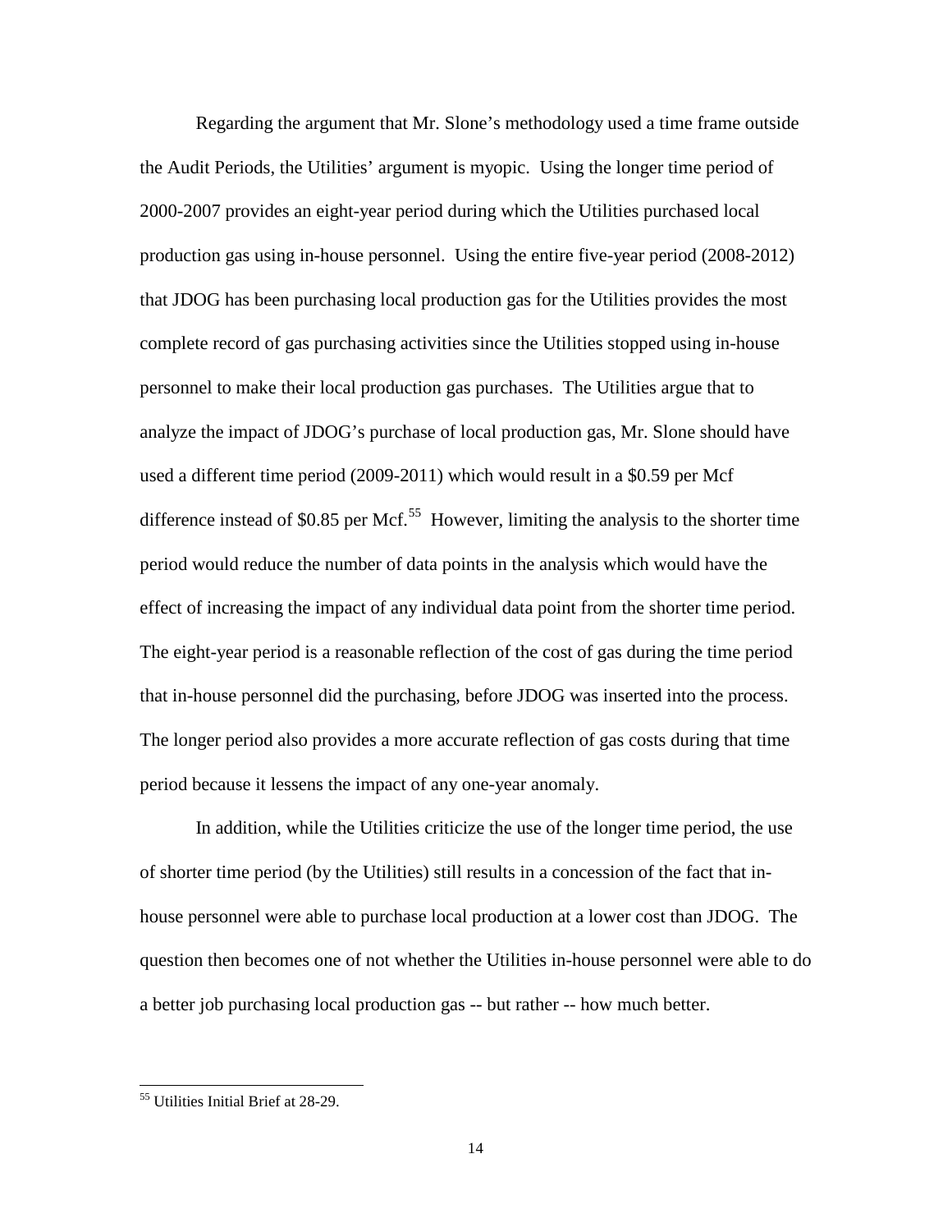Regarding the argument that Mr. Slone's methodology used a time frame outside the Audit Periods, the Utilities' argument is myopic. Using the longer time period of 2000-2007 provides an eight-year period during which the Utilities purchased local production gas using in-house personnel. Using the entire five-year period (2008-2012) that JDOG has been purchasing local production gas for the Utilities provides the most complete record of gas purchasing activities since the Utilities stopped using in-house personnel to make their local production gas purchases. The Utilities argue that to analyze the impact of JDOG's purchase of local production gas, Mr. Slone should have used a different time period (2009-2011) which would result in a $0.59 per Mcf difference instead of $0.85 per Mcf.[55] However, limiting the analysis to the shorter time period would reduce the number of data points in the analysis which would have the effect of increasing the impact of any individual data point from the shorter time period. The eight-year period is a reasonable reflection of the cost of gas during the time period that in-house personnel did the purchasing, before JDOG was inserted into the process. The longer period also provides a more accurate reflection of gas costs during that time period because it lessens the impact of any one-year anomaly.

In addition, while the Utilities criticize the use of the longer time period, the use of shorter time period (by the Utilities) still results in a concession of the fact that in-house personnel were able to purchase local production at a lower cost than JDOG. The question then becomes one of not whether the Utilities in-house personnel were able to do a better job purchasing local production gas -- but rather -- how much better.

---

[55] Utilities Initial Brief at 28-29.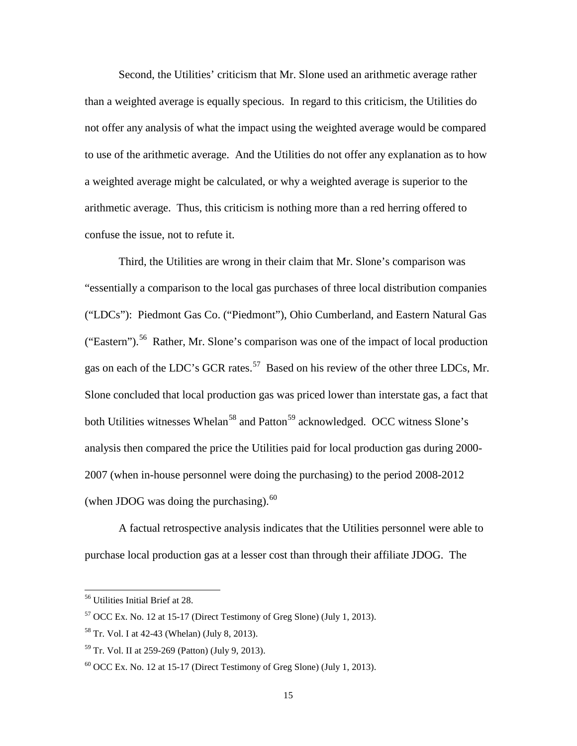Second, the Utilities' criticism that Mr. Slone used an arithmetic average rather than a weighted average is equally specious. In regard to this criticism, the Utilities do not offer any analysis of what the impact using the weighted average would be compared to use of the arithmetic average. And the Utilities do not offer any explanation as to how a weighted average might be calculated, or why a weighted average is superior to the arithmetic average. Thus, this criticism is nothing more than a red herring offered to confuse the issue, not to refute it.

Third, the Utilities are wrong in their claim that Mr. Slone's comparison was "essentially a comparison to the local gas purchases of three local distribution companies ("LDCs"): Piedmont Gas Co. ("Piedmont"), Ohio Cumberland, and Eastern Natural Gas ("Eastern").[56] Rather, Mr. Slone's comparison was one of the impact of local production gas on each of the LDC's GCR rates.[57] Based on his review of the other three LDCs, Mr. Slone concluded that local production gas was priced lower than interstate gas, a fact that both Utilities witnesses Whelan[58] and Patton[59] acknowledged. OCC witness Slone's analysis then compared the price the Utilities paid for local production gas during 2000-2007 (when in-house personnel were doing the purchasing) to the period 2008-2012 (when JDOG was doing the purchasing).[60]

A factual retrospective analysis indicates that the Utilities personnel were able to purchase local production gas at a lesser cost than through their affiliate JDOG. The

---

[56] Utilities Initial Brief at 28.

[57] OCC Ex. No. 12 at 15-17 (Direct Testimony of Greg Slone) (July 1, 2013).

[58] Tr. Vol. I at 42-43 (Whelan) (July 8, 2013).

[59] Tr. Vol. II at 259-269 (Patton) (July 9, 2013).

[60] OCC Ex. No. 12 at 15-17 (Direct Testimony of Greg Slone) (July 1, 2013).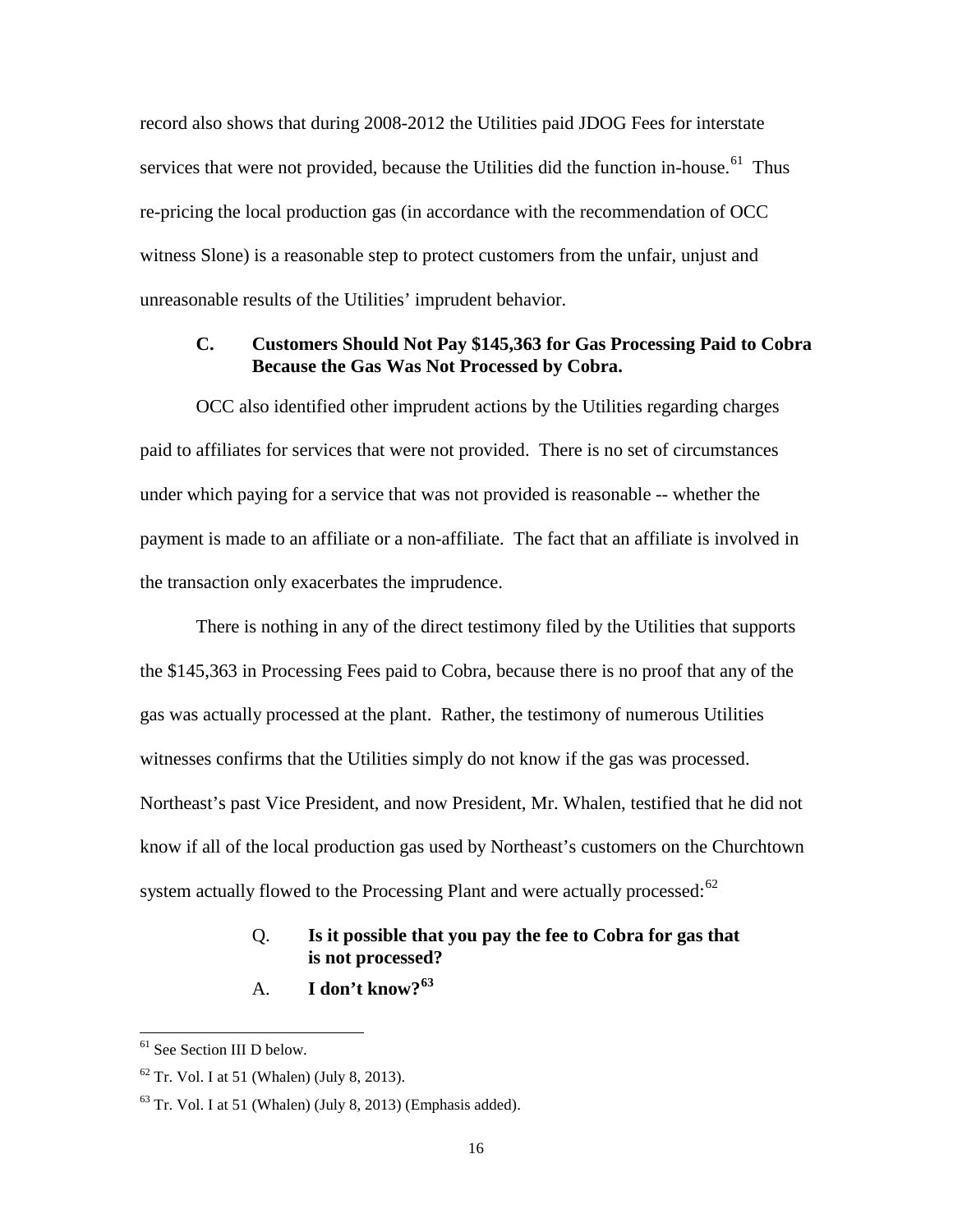record also shows that during 2008-2012 the Utilities paid JDOG Fees for interstate services that were not provided, because the Utilities did the function in-house.[61] Thus re-pricing the local production gas (in accordance with the recommendation of OCC witness Slone) is a reasonable step to protect customers from the unfair, unjust and unreasonable results of the Utilities' imprudent behavior.

### C. Customers Should Not Pay $145,363 for Gas Processing Paid to Cobra Because the Gas Was Not Processed by Cobra.

OCC also identified other imprudent actions by the Utilities regarding charges paid to affiliates for services that were not provided. There is no set of circumstances under which paying for a service that was not provided is reasonable -- whether the payment is made to an affiliate or a non-affiliate. The fact that an affiliate is involved in the transaction only exacerbates the imprudence.

There is nothing in any of the direct testimony filed by the Utilities that supports the $145,363 in Processing Fees paid to Cobra, because there is no proof that any of the gas was actually processed at the plant. Rather, the testimony of numerous Utilities witnesses confirms that the Utilities simply do not know if the gas was processed. Northeast's past Vice President, and now President, Mr. Whalen, testified that he did not know if all of the local production gas used by Northeast's customers on the Churchtown system actually flowed to the Processing Plant and were actually processed:[62]

> Q. **Is it possible that you pay the fee to Cobra for gas that is not processed?**
>
> A. **I don't know?**[63]

---

[61] See Section III D below.

[62] Tr. Vol. I at 51 (Whalen) (July 8, 2013).

[63] Tr. Vol. I at 51 (Whalen) (July 8, 2013) (Emphasis added).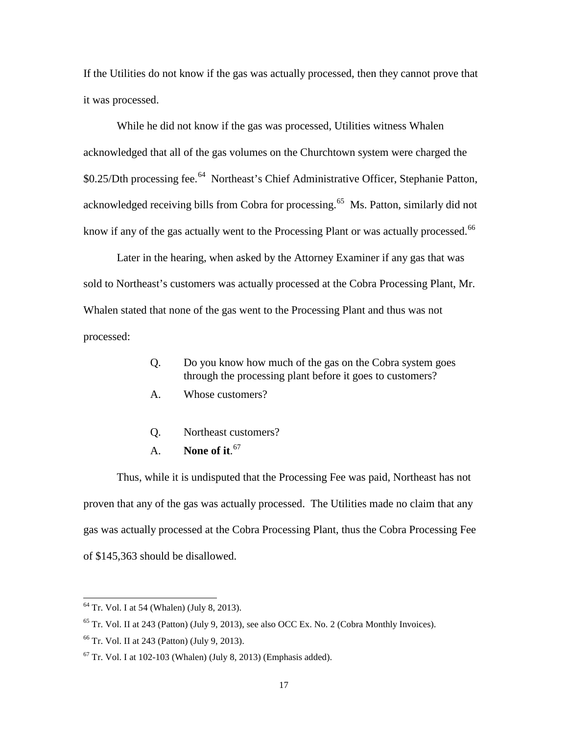If the Utilities do not know if the gas was actually processed, then they cannot prove that it was processed.

While he did not know if the gas was processed, Utilities witness Whalen acknowledged that all of the gas volumes on the Churchtown system were charged the $0.25/Dth processing fee.[64] Northeast's Chief Administrative Officer, Stephanie Patton, acknowledged receiving bills from Cobra for processing.[65] Ms. Patton, similarly did not know if any of the gas actually went to the Processing Plant or was actually processed.[66]

Later in the hearing, when asked by the Attorney Examiner if any gas that was sold to Northeast's customers was actually processed at the Cobra Processing Plant, Mr. Whalen stated that none of the gas went to the Processing Plant and thus was not processed:

> Q. Do you know how much of the gas on the Cobra system goes through the processing plant before it goes to customers?
>
> A. Whose customers?
>
> Q. Northeast customers?
>
> A. **None of it**.[67]

Thus, while it is undisputed that the Processing Fee was paid, Northeast has not proven that any of the gas was actually processed. The Utilities made no claim that any gas was actually processed at the Cobra Processing Plant, thus the Cobra Processing Fee of $145,363 should be disallowed.

---

[64] Tr. Vol. I at 54 (Whalen) (July 8, 2013).

[65] Tr. Vol. II at 243 (Patton) (July 9, 2013), see also OCC Ex. No. 2 (Cobra Monthly Invoices).

[66] Tr. Vol. II at 243 (Patton) (July 9, 2013).

[67] Tr. Vol. I at 102-103 (Whalen) (July 8, 2013) (Emphasis added).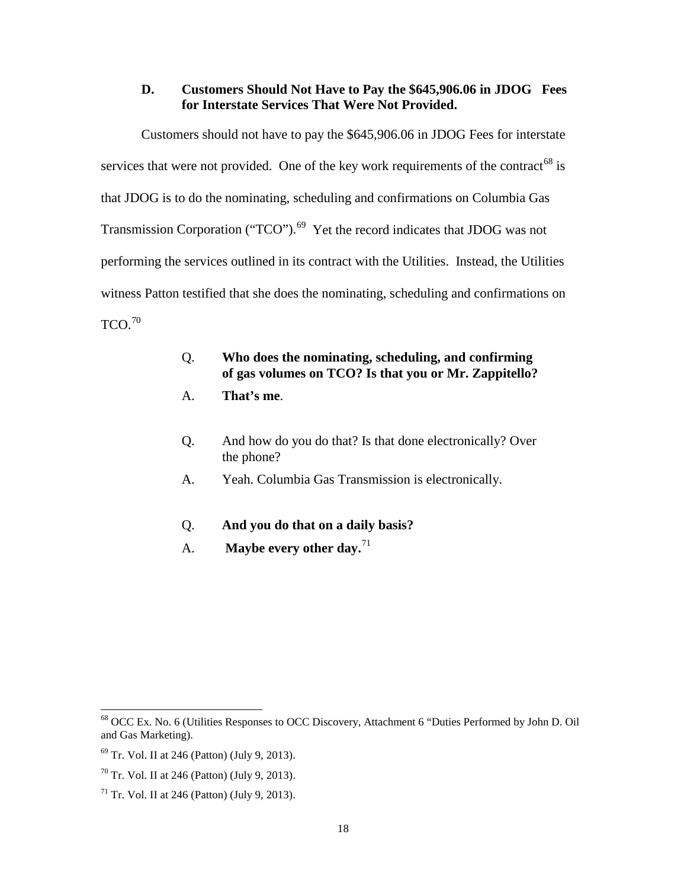### D. Customers Should Not Have to Pay the $645,906.06 in JDOG Fees for Interstate Services That Were Not Provided.

Customers should not have to pay the $645,906.06 in JDOG Fees for interstate services that were not provided. One of the key work requirements of the contract[68] is that JDOG is to do the nominating, scheduling and confirmations on Columbia Gas Transmission Corporation ("TCO").[69] Yet the record indicates that JDOG was not performing the services outlined in its contract with the Utilities. Instead, the Utilities witness Patton testified that she does the nominating, scheduling and confirmations on TCO.[70]

> Q. **Who does the nominating, scheduling, and confirming of gas volumes on TCO? Is that you or Mr. Zappitello?**
>
> A. **That's me**.
>
> Q. And how do you do that? Is that done electronically? Over the phone?
>
> A. Yeah. Columbia Gas Transmission is electronically.
>
> Q. **And you do that on a daily basis?**
>
> A. **Maybe every other day.**[71]

---

[68] OCC Ex. No. 6 (Utilities Responses to OCC Discovery, Attachment 6 "Duties Performed by John D. Oil and Gas Marketing).

[69] Tr. Vol. II at 246 (Patton) (July 9, 2013).

[70] Tr. Vol. II at 246 (Patton) (July 9, 2013).

[71] Tr. Vol. II at 246 (Patton) (July 9, 2013).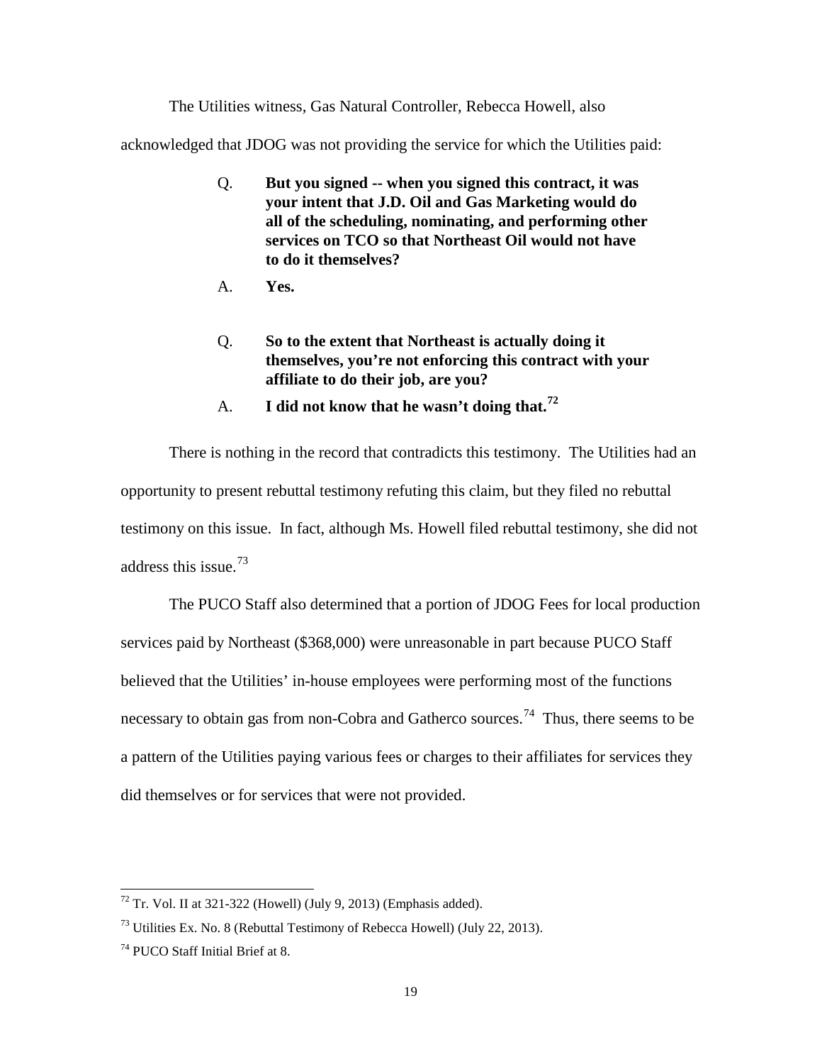The Utilities witness, Gas Natural Controller, Rebecca Howell, also acknowledged that JDOG was not providing the service for which the Utilities paid:

> Q. **But you signed -- when you signed this contract, it was your intent that J.D. Oil and Gas Marketing would do all of the scheduling, nominating, and performing other services on TCO so that Northeast Oil would not have to do it themselves?**
>
> A. **Yes.**
>
> Q. **So to the extent that Northeast is actually doing it themselves, you're not enforcing this contract with your affiliate to do their job, are you?**
>
> A. **I did not know that he wasn't doing that.**[72]

There is nothing in the record that contradicts this testimony. The Utilities had an opportunity to present rebuttal testimony refuting this claim, but they filed no rebuttal testimony on this issue. In fact, although Ms. Howell filed rebuttal testimony, she did not address this issue.[73]

The PUCO Staff also determined that a portion of JDOG Fees for local production services paid by Northeast ($368,000) were unreasonable in part because PUCO Staff believed that the Utilities' in-house employees were performing most of the functions necessary to obtain gas from non-Cobra and Gatherco sources.[74] Thus, there seems to be a pattern of the Utilities paying various fees or charges to their affiliates for services they did themselves or for services that were not provided.

---

[72] Tr. Vol. II at 321-322 (Howell) (July 9, 2013) (Emphasis added).

[73] Utilities Ex. No. 8 (Rebuttal Testimony of Rebecca Howell) (July 22, 2013).

[74] PUCO Staff Initial Brief at 8.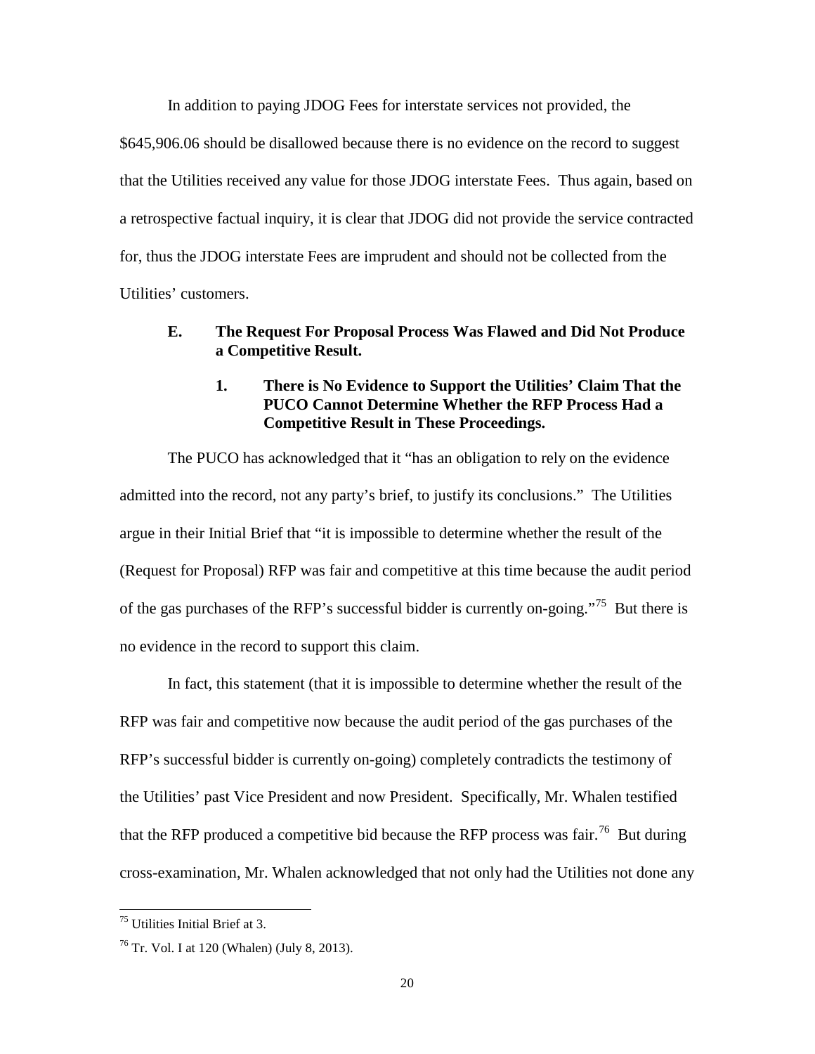In addition to paying JDOG Fees for interstate services not provided, the $645,906.06 should be disallowed because there is no evidence on the record to suggest that the Utilities received any value for those JDOG interstate Fees. Thus again, based on a retrospective factual inquiry, it is clear that JDOG did not provide the service contracted for, thus the JDOG interstate Fees are imprudent and should not be collected from the Utilities' customers.

### E. The Request For Proposal Process Was Flawed and Did Not Produce a Competitive Result.

#### 1. There is No Evidence to Support the Utilities' Claim That the PUCO Cannot Determine Whether the RFP Process Had a Competitive Result in These Proceedings.

The PUCO has acknowledged that it "has an obligation to rely on the evidence admitted into the record, not any party's brief, to justify its conclusions." The Utilities argue in their Initial Brief that "it is impossible to determine whether the result of the (Request for Proposal) RFP was fair and competitive at this time because the audit period of the gas purchases of the RFP's successful bidder is currently on-going."[75] But there is no evidence in the record to support this claim.

In fact, this statement (that it is impossible to determine whether the result of the RFP was fair and competitive now because the audit period of the gas purchases of the RFP's successful bidder is currently on-going) completely contradicts the testimony of the Utilities' past Vice President and now President. Specifically, Mr. Whalen testified that the RFP produced a competitive bid because the RFP process was fair.[76] But during cross-examination, Mr. Whalen acknowledged that not only had the Utilities not done any

---

[75] Utilities Initial Brief at 3.

[76] Tr. Vol. I at 120 (Whalen) (July 8, 2013).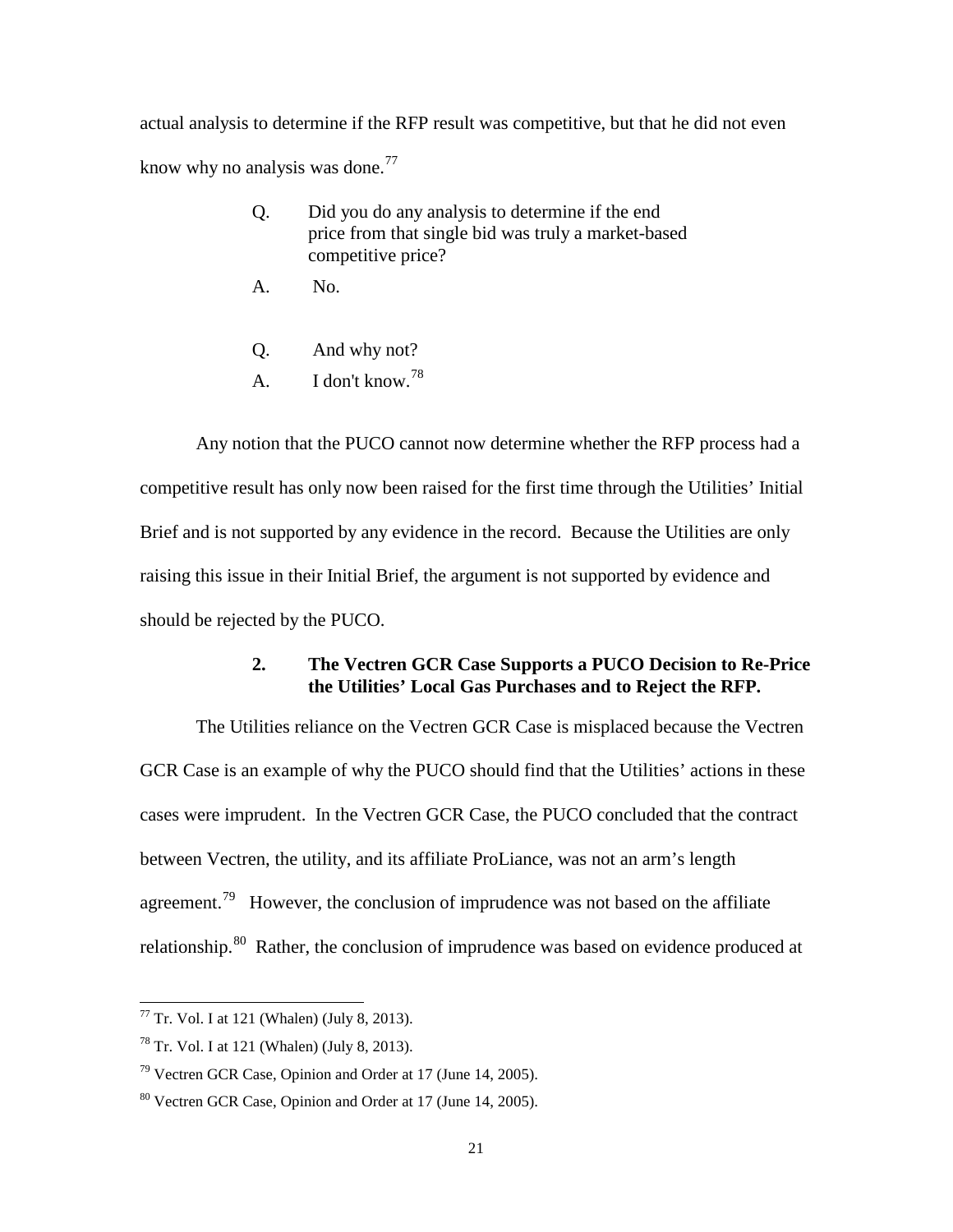actual analysis to determine if the RFP result was competitive, but that he did not even know why no analysis was done.[77]

> Q. Did you do any analysis to determine if the end price from that single bid was truly a market-based competitive price?
>
> A. No.
>
> Q. And why not?
>
> A. I don't know.[78]

Any notion that the PUCO cannot now determine whether the RFP process had a competitive result has only now been raised for the first time through the Utilities' Initial Brief and is not supported by any evidence in the record. Because the Utilities are only raising this issue in their Initial Brief, the argument is not supported by evidence and should be rejected by the PUCO.

### 2. The Vectren GCR Case Supports a PUCO Decision to Re-Price the Utilities' Local Gas Purchases and to Reject the RFP.

The Utilities reliance on the Vectren GCR Case is misplaced because the Vectren GCR Case is an example of why the PUCO should find that the Utilities' actions in these cases were imprudent. In the Vectren GCR Case, the PUCO concluded that the contract between Vectren, the utility, and its affiliate ProLiance, was not an arm's length agreement.[79] However, the conclusion of imprudence was not based on the affiliate relationship.[80] Rather, the conclusion of imprudence was based on evidence produced at

---

[77] Tr. Vol. I at 121 (Whalen) (July 8, 2013).

[78] Tr. Vol. I at 121 (Whalen) (July 8, 2013).

[79] Vectren GCR Case, Opinion and Order at 17 (June 14, 2005).

[80] Vectren GCR Case, Opinion and Order at 17 (June 14, 2005).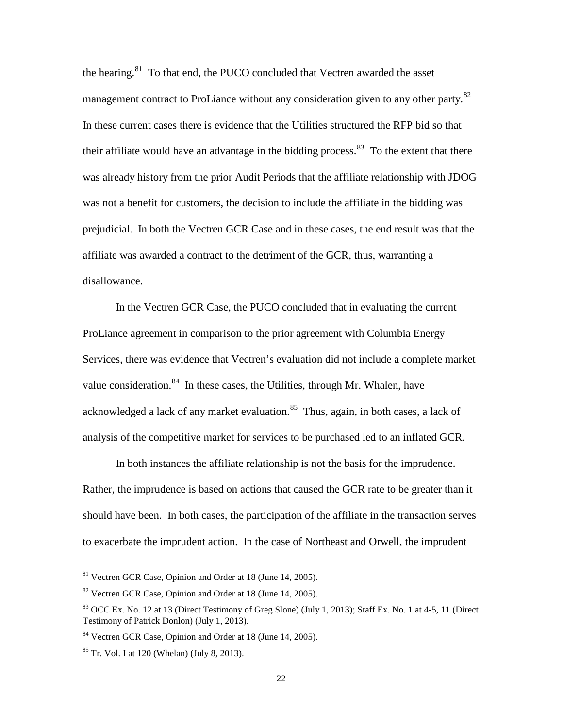the hearing.[81] To that end, the PUCO concluded that Vectren awarded the asset management contract to ProLiance without any consideration given to any other party.[82] In these current cases there is evidence that the Utilities structured the RFP bid so that their affiliate would have an advantage in the bidding process.[83] To the extent that there was already history from the prior Audit Periods that the affiliate relationship with JDOG was not a benefit for customers, the decision to include the affiliate in the bidding was prejudicial. In both the Vectren GCR Case and in these cases, the end result was that the affiliate was awarded a contract to the detriment of the GCR, thus, warranting a disallowance.

In the Vectren GCR Case, the PUCO concluded that in evaluating the current ProLiance agreement in comparison to the prior agreement with Columbia Energy Services, there was evidence that Vectren's evaluation did not include a complete market value consideration.[84] In these cases, the Utilities, through Mr. Whalen, have acknowledged a lack of any market evaluation.[85] Thus, again, in both cases, a lack of analysis of the competitive market for services to be purchased led to an inflated GCR.

In both instances the affiliate relationship is not the basis for the imprudence. Rather, the imprudence is based on actions that caused the GCR rate to be greater than it should have been. In both cases, the participation of the affiliate in the transaction serves to exacerbate the imprudent action. In the case of Northeast and Orwell, the imprudent

---

[81] Vectren GCR Case, Opinion and Order at 18 (June 14, 2005).

[82] Vectren GCR Case, Opinion and Order at 18 (June 14, 2005).

[83] OCC Ex. No. 12 at 13 (Direct Testimony of Greg Slone) (July 1, 2013); Staff Ex. No. 1 at 4-5, 11 (Direct Testimony of Patrick Donlon) (July 1, 2013).

[84] Vectren GCR Case, Opinion and Order at 18 (June 14, 2005).

[85] Tr. Vol. I at 120 (Whelan) (July 8, 2013).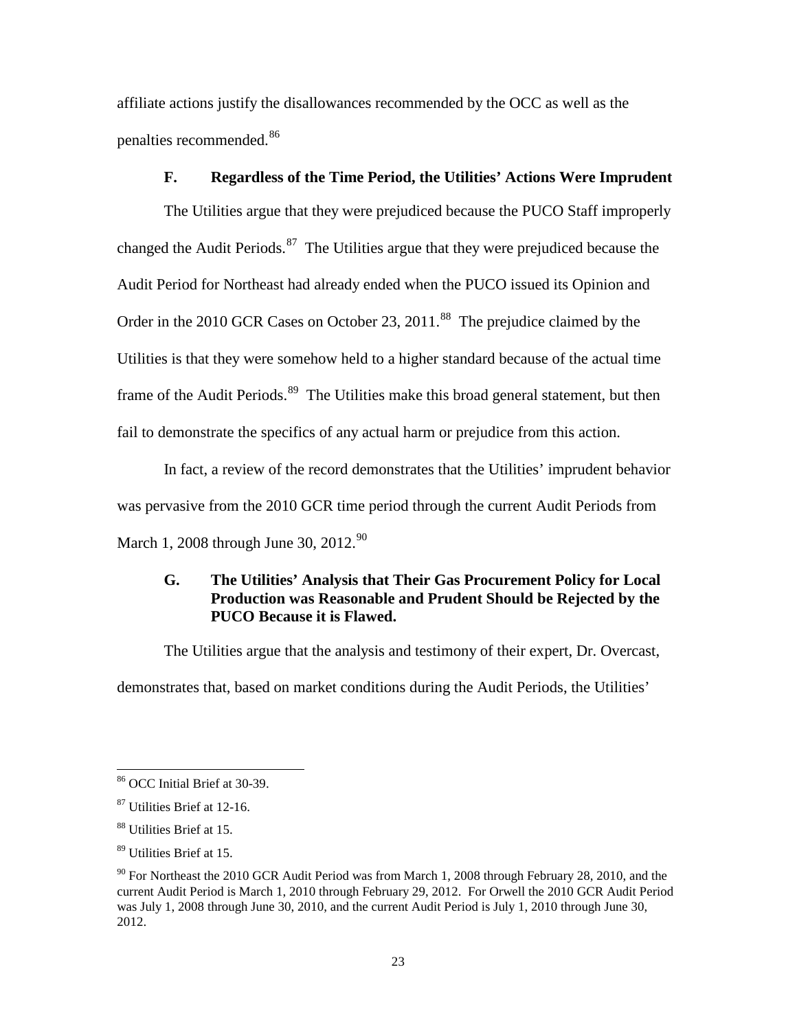affiliate actions justify the disallowances recommended by the OCC as well as the penalties recommended.[86]

### F. Regardless of the Time Period, the Utilities' Actions Were Imprudent

The Utilities argue that they were prejudiced because the PUCO Staff improperly changed the Audit Periods.[87] The Utilities argue that they were prejudiced because the Audit Period for Northeast had already ended when the PUCO issued its Opinion and Order in the 2010 GCR Cases on October 23, 2011.[88] The prejudice claimed by the Utilities is that they were somehow held to a higher standard because of the actual time frame of the Audit Periods.[89] The Utilities make this broad general statement, but then fail to demonstrate the specifics of any actual harm or prejudice from this action.

In fact, a review of the record demonstrates that the Utilities' imprudent behavior was pervasive from the 2010 GCR time period through the current Audit Periods from March 1, 2008 through June 30, 2012.[90]

### G. The Utilities' Analysis that Their Gas Procurement Policy for Local Production was Reasonable and Prudent Should be Rejected by the PUCO Because it is Flawed.

The Utilities argue that the analysis and testimony of their expert, Dr. Overcast, demonstrates that, based on market conditions during the Audit Periods, the Utilities'

---

[86] OCC Initial Brief at 30-39.

[87] Utilities Brief at 12-16.

[88] Utilities Brief at 15.

[89] Utilities Brief at 15.

[90] For Northeast the 2010 GCR Audit Period was from March 1, 2008 through February 28, 2010, and the current Audit Period is March 1, 2010 through February 29, 2012. For Orwell the 2010 GCR Audit Period was July 1, 2008 through June 30, 2010, and the current Audit Period is July 1, 2010 through June 30, 2012.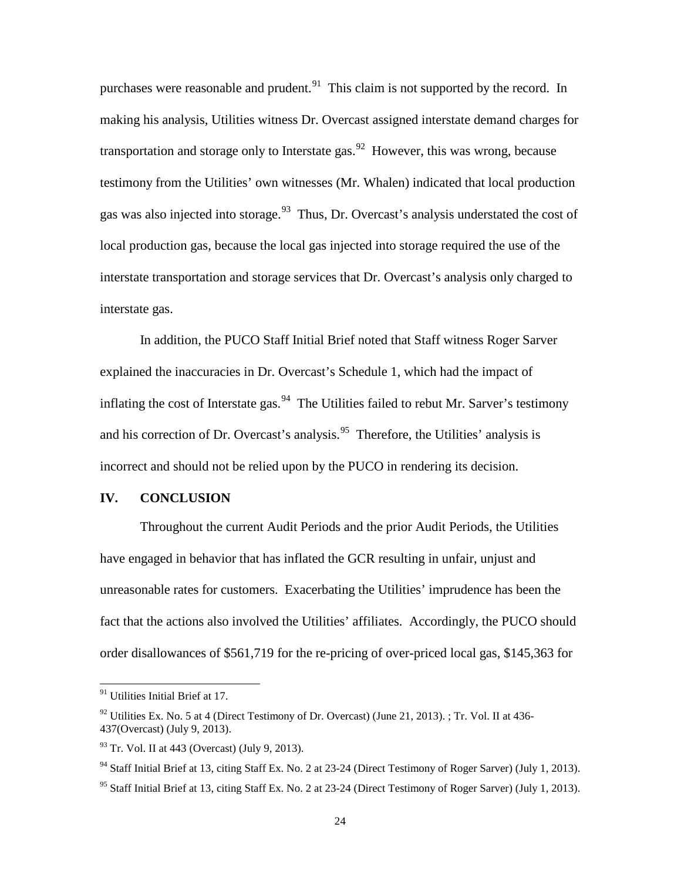purchases were reasonable and prudent.[91] This claim is not supported by the record. In making his analysis, Utilities witness Dr. Overcast assigned interstate demand charges for transportation and storage only to Interstate gas.[92] However, this was wrong, because testimony from the Utilities' own witnesses (Mr. Whalen) indicated that local production gas was also injected into storage.[93] Thus, Dr. Overcast's analysis understated the cost of local production gas, because the local gas injected into storage required the use of the interstate transportation and storage services that Dr. Overcast's analysis only charged to interstate gas.

In addition, the PUCO Staff Initial Brief noted that Staff witness Roger Sarver explained the inaccuracies in Dr. Overcast's Schedule 1, which had the impact of inflating the cost of Interstate gas.[94] The Utilities failed to rebut Mr. Sarver's testimony and his correction of Dr. Overcast's analysis.[95] Therefore, the Utilities' analysis is incorrect and should not be relied upon by the PUCO in rendering its decision.

## IV. CONCLUSION

Throughout the current Audit Periods and the prior Audit Periods, the Utilities have engaged in behavior that has inflated the GCR resulting in unfair, unjust and unreasonable rates for customers. Exacerbating the Utilities' imprudence has been the fact that the actions also involved the Utilities' affiliates. Accordingly, the PUCO should order disallowances of $561,719 for the re-pricing of over-priced local gas, $145,363 for

---

[91] Utilities Initial Brief at 17.

[92] Utilities Ex. No. 5 at 4 (Direct Testimony of Dr. Overcast) (June 21, 2013). ; Tr. Vol. II at 436-437(Overcast) (July 9, 2013).

[93] Tr. Vol. II at 443 (Overcast) (July 9, 2013).

[94] Staff Initial Brief at 13, citing Staff Ex. No. 2 at 23-24 (Direct Testimony of Roger Sarver) (July 1, 2013).

[95] Staff Initial Brief at 13, citing Staff Ex. No. 2 at 23-24 (Direct Testimony of Roger Sarver) (July 1, 2013).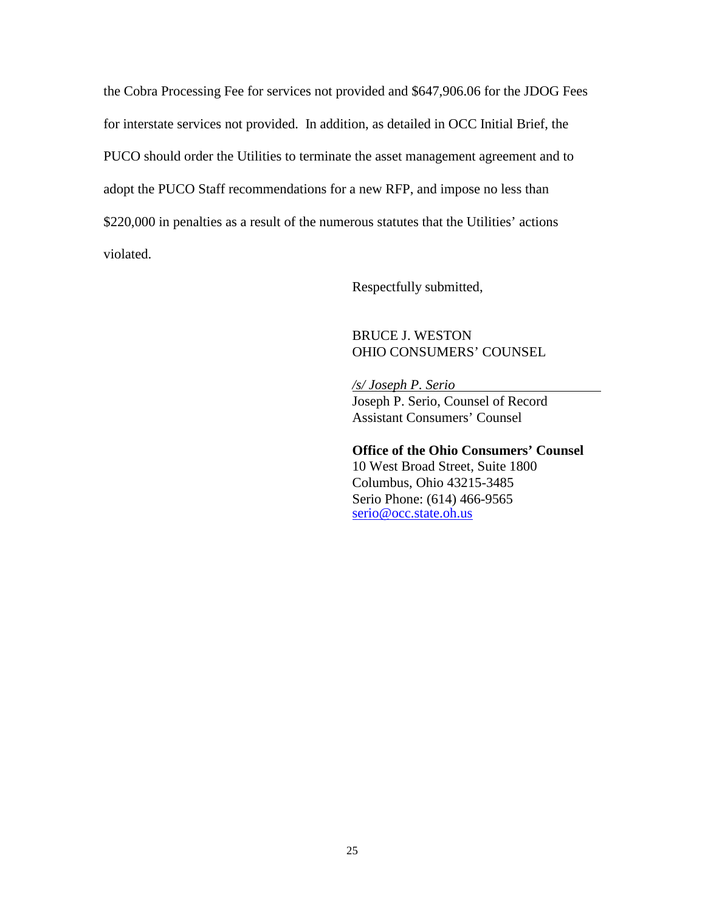the Cobra Processing Fee for services not provided and $647,906.06 for the JDOG Fees for interstate services not provided. In addition, as detailed in OCC Initial Brief, the PUCO should order the Utilities to terminate the asset management agreement and to adopt the PUCO Staff recommendations for a new RFP, and impose no less than $220,000 in penalties as a result of the numerous statutes that the Utilities' actions violated.

Respectfully submitted,

BRUCE J. WESTON
OHIO CONSUMERS' COUNSEL

*/s/ Joseph P. Serio*
Joseph P. Serio, Counsel of Record
Assistant Consumers' Counsel

**Office of the Ohio Consumers' Counsel**
10 West Broad Street, Suite 1800
Columbus, Ohio 43215-3485
Serio Phone: (614) 466-9565
serio@occ.state.oh.us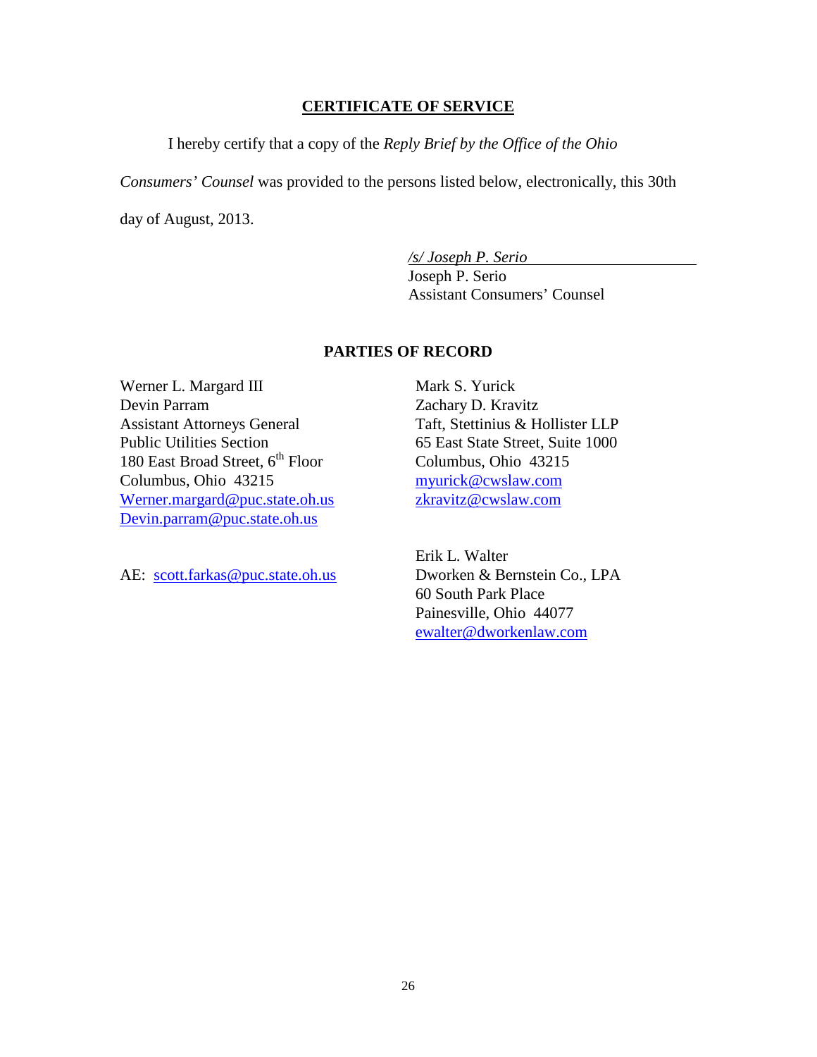## CERTIFICATE OF SERVICE

I hereby certify that a copy of the *Reply Brief by the Office of the Ohio Consumers' Counsel* was provided to the persons listed below, electronically, this 30th day of August, 2013.

*/s/ Joseph P. Serio*
Joseph P. Serio
Assistant Consumers' Counsel

## PARTIES OF RECORD

Werner L. Margard III
Devin Parram
Assistant Attorneys General
Public Utilities Section
180 East Broad Street, 6th Floor
Columbus, Ohio 43215
Werner.margard@puc.state.oh.us
Devin.parram@puc.state.oh.us

AE: scott.farkas@puc.state.oh.us

Mark S. Yurick
Zachary D. Kravitz
Taft, Stettinius & Hollister LLP
65 East State Street, Suite 1000
Columbus, Ohio 43215
myurick@cwslaw.com
zkravitz@cwslaw.com

Erik L. Walter
Dworken & Bernstein Co., LPA
60 South Park Place
Painesville, Ohio 44077
ewalter@dworkenlaw.com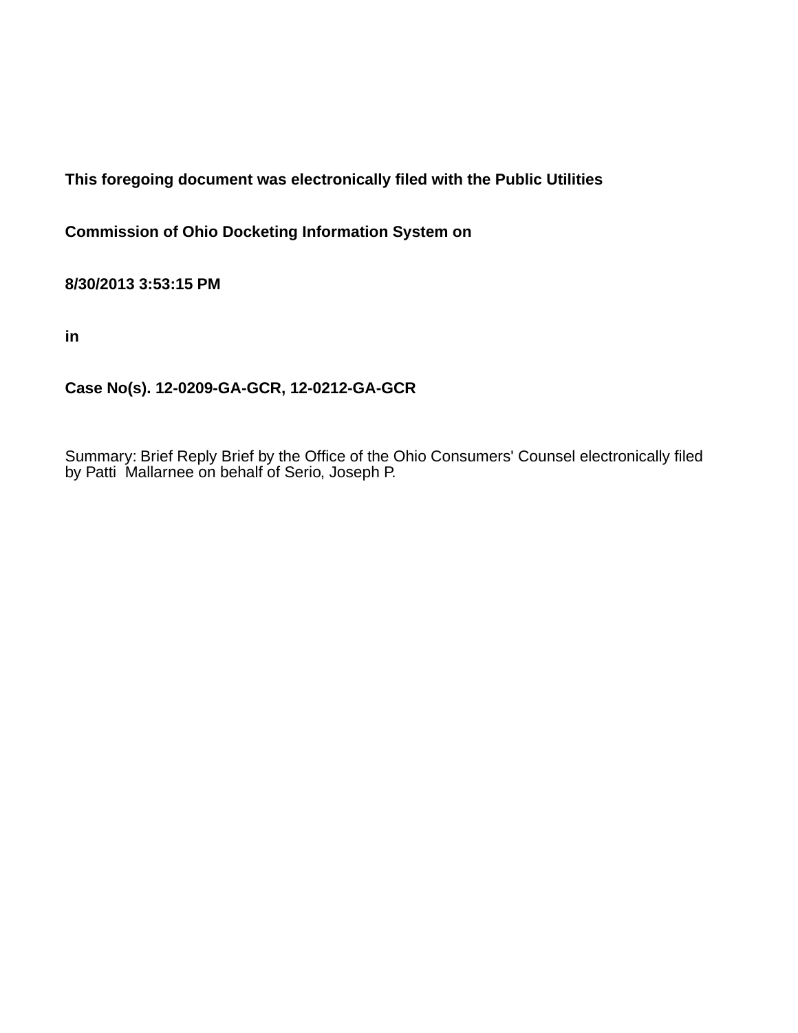**This foregoing document was electronically filed with the Public Utilities**

**Commission of Ohio Docketing Information System on**

**8/30/2013 3:53:15 PM**

**in**

**Case No(s). 12-0209-GA-GCR, 12-0212-GA-GCR**

Summary: Brief Reply Brief by the Office of the Ohio Consumers' Counsel electronically filed by Patti Mallarnee on behalf of Serio, Joseph P.